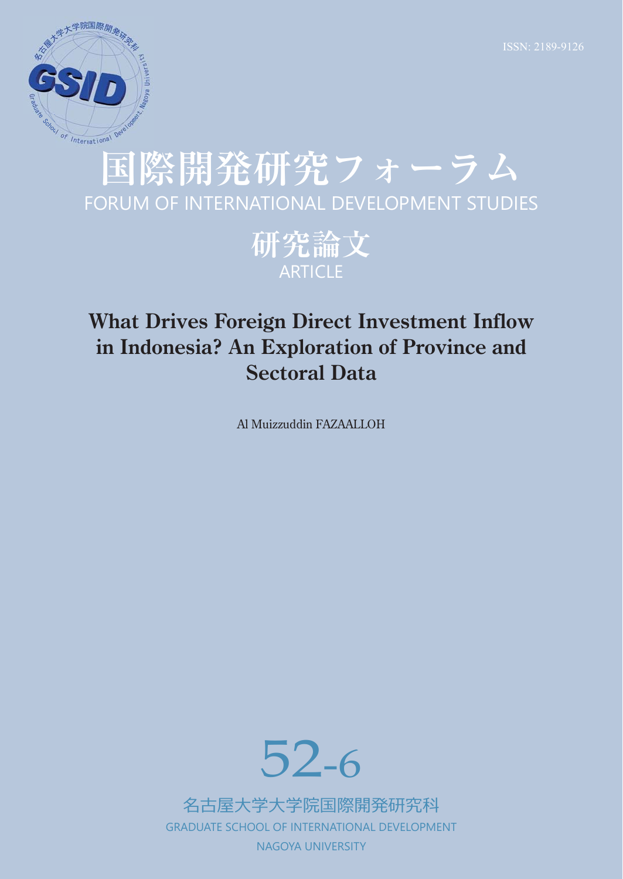ISSN: 2189-9126

# 国際開発研究フォーラム

FORUM OF INTERNATIONAL DEVELOPMENT STUDIES

## 研究論文

ARTICLE

# What Drives Foreign Direct Investment Inflow in Indonesia? An Exploration of Province and Sectoral Data

Al Muizzuddin FAZAALLOH

52-6

名古屋大学大学院国際開発研究科

GRADUATE SCHOOL OF INTERNATIONAL DEVELOPMENT

NAGOYA UNIVERSITY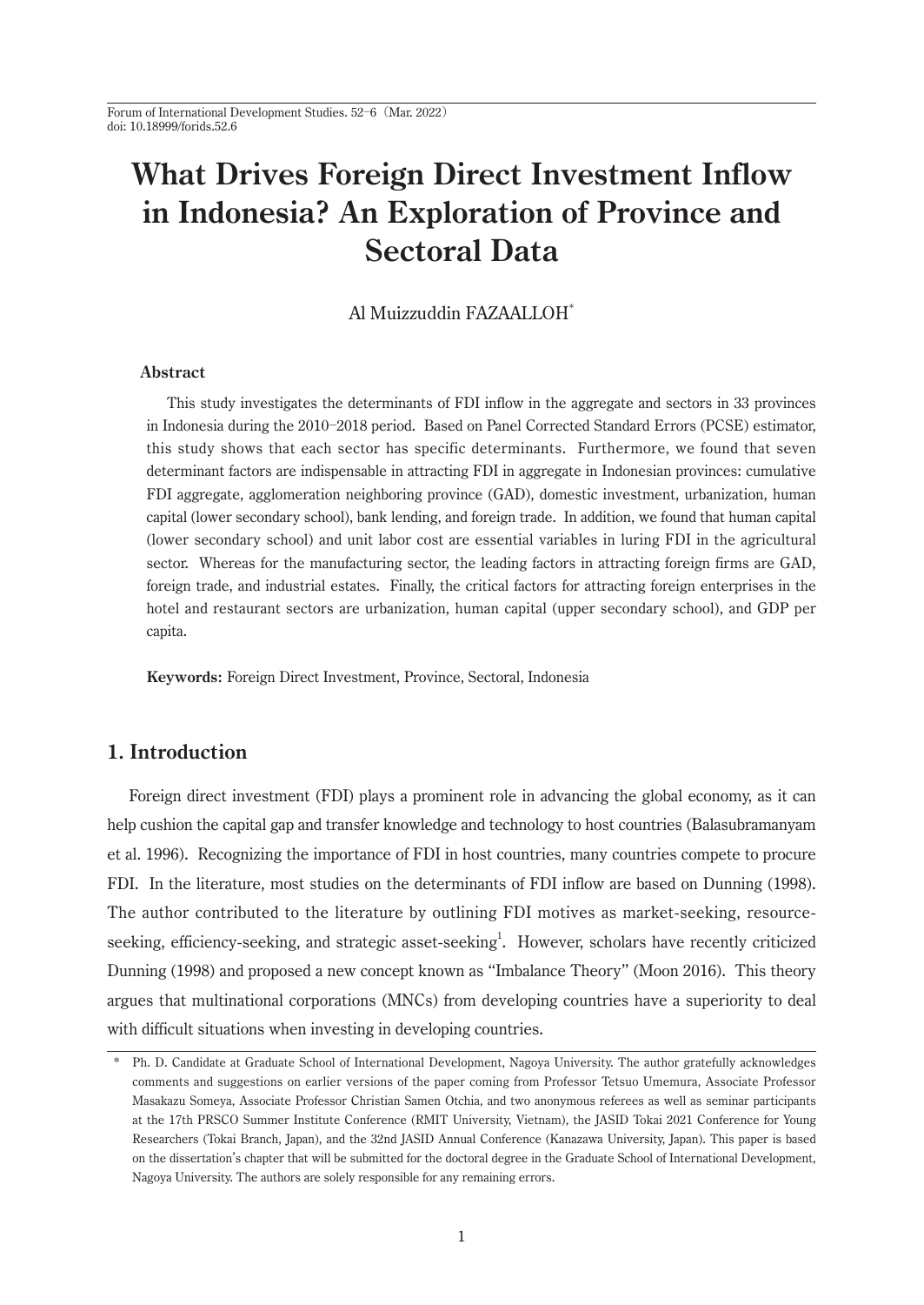# What Drives Foreign Direct Investment Inflow in Indonesia? An Exploration of Province and Sectoral Data

Al Muizzuddin FAZAALLOH*

**Abstract**

This study investigates the determinants of FDI inflow in the aggregate and sectors in 33 provinces in Indonesia during the 2010–2018 period. Based on Panel Corrected Standard Errors (PCSE) estimator, this study shows that each sector has specific determinants. Furthermore, we found that seven determinant factors are indispensable in attracting FDI in aggregate in Indonesian provinces: cumulative FDI aggregate, agglomeration neighboring province (GAD), domestic investment, urbanization, human capital (lower secondary school), bank lending, and foreign trade. In addition, we found that human capital (lower secondary school) and unit labor cost are essential variables in luring FDI in the agricultural sector. Whereas for the manufacturing sector, the leading factors in attracting foreign firms are GAD, foreign trade, and industrial estates. Finally, the critical factors for attracting foreign enterprises in the hotel and restaurant sectors are urbanization, human capital (upper secondary school), and GDP per capita.

**Keywords:** Foreign Direct Investment, Province, Sectoral, Indonesia

## 1. Introduction

Foreign direct investment (FDI) plays a prominent role in advancing the global economy, as it can help cushion the capital gap and transfer knowledge and technology to host countries (Balasubramanyam et al. 1996). Recognizing the importance of FDI in host countries, many countries compete to procure FDI. In the literature, most studies on the determinants of FDI inflow are based on Dunning (1998). The author contributed to the literature by outlining FDI motives as market-seeking, resource-seeking, efficiency-seeking, and strategic asset-seeking[1]. However, scholars have recently criticized Dunning (1998) and proposed a new concept known as "Imbalance Theory" (Moon 2016). This theory argues that multinational corporations (MNCs) from developing countries have a superiority to deal with difficult situations when investing in developing countries.

---

\* Ph. D. Candidate at Graduate School of International Development, Nagoya University. The author gratefully acknowledges comments and suggestions on earlier versions of the paper coming from Professor Tetsuo Umemura, Associate Professor Masakazu Someya, Associate Professor Christian Samen Otchia, and two anonymous referees as well as seminar participants at the 17th PRSCO Summer Institute Conference (RMIT University, Vietnam), the JASID Tokai 2021 Conference for Young Researchers (Tokai Branch, Japan), and the 32nd JASID Annual Conference (Kanazawa University, Japan). This paper is based on the dissertation's chapter that will be submitted for the doctoral degree in the Graduate School of International Development, Nagoya University. The authors are solely responsible for any remaining errors.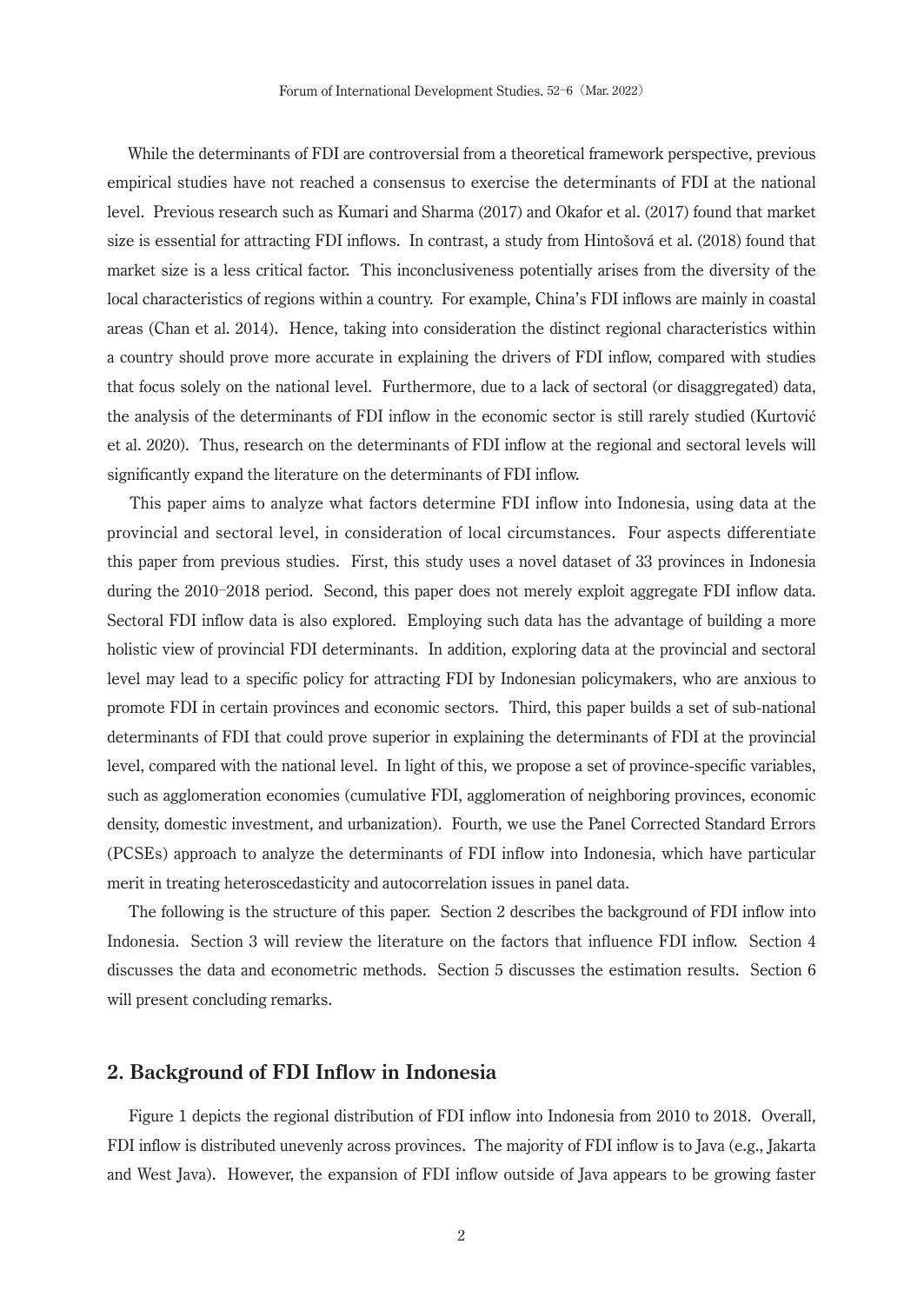While the determinants of FDI are controversial from a theoretical framework perspective, previous empirical studies have not reached a consensus to exercise the determinants of FDI at the national level. Previous research such as Kumari and Sharma (2017) and Okafor et al. (2017) found that market size is essential for attracting FDI inflows. In contrast, a study from Hintošová et al. (2018) found that market size is a less critical factor. This inconclusiveness potentially arises from the diversity of the local characteristics of regions within a country. For example, China's FDI inflows are mainly in coastal areas (Chan et al. 2014). Hence, taking into consideration the distinct regional characteristics within a country should prove more accurate in explaining the drivers of FDI inflow, compared with studies that focus solely on the national level. Furthermore, due to a lack of sectoral (or disaggregated) data, the analysis of the determinants of FDI inflow in the economic sector is still rarely studied (Kurtović et al. 2020). Thus, research on the determinants of FDI inflow at the regional and sectoral levels will significantly expand the literature on the determinants of FDI inflow.

This paper aims to analyze what factors determine FDI inflow into Indonesia, using data at the provincial and sectoral level, in consideration of local circumstances. Four aspects differentiate this paper from previous studies. First, this study uses a novel dataset of 33 provinces in Indonesia during the 2010–2018 period. Second, this paper does not merely exploit aggregate FDI inflow data. Sectoral FDI inflow data is also explored. Employing such data has the advantage of building a more holistic view of provincial FDI determinants. In addition, exploring data at the provincial and sectoral level may lead to a specific policy for attracting FDI by Indonesian policymakers, who are anxious to promote FDI in certain provinces and economic sectors. Third, this paper builds a set of sub-national determinants of FDI that could prove superior in explaining the determinants of FDI at the provincial level, compared with the national level. In light of this, we propose a set of province-specific variables, such as agglomeration economies (cumulative FDI, agglomeration of neighboring provinces, economic density, domestic investment, and urbanization). Fourth, we use the Panel Corrected Standard Errors (PCSEs) approach to analyze the determinants of FDI inflow into Indonesia, which have particular merit in treating heteroscedasticity and autocorrelation issues in panel data.

The following is the structure of this paper. Section 2 describes the background of FDI inflow into Indonesia. Section 3 will review the literature on the factors that influence FDI inflow. Section 4 discusses the data and econometric methods. Section 5 discusses the estimation results. Section 6 will present concluding remarks.

## 2. Background of FDI Inflow in Indonesia

Figure 1 depicts the regional distribution of FDI inflow into Indonesia from 2010 to 2018. Overall, FDI inflow is distributed unevenly across provinces. The majority of FDI inflow is to Java (e.g., Jakarta and West Java). However, the expansion of FDI inflow outside of Java appears to be growing faster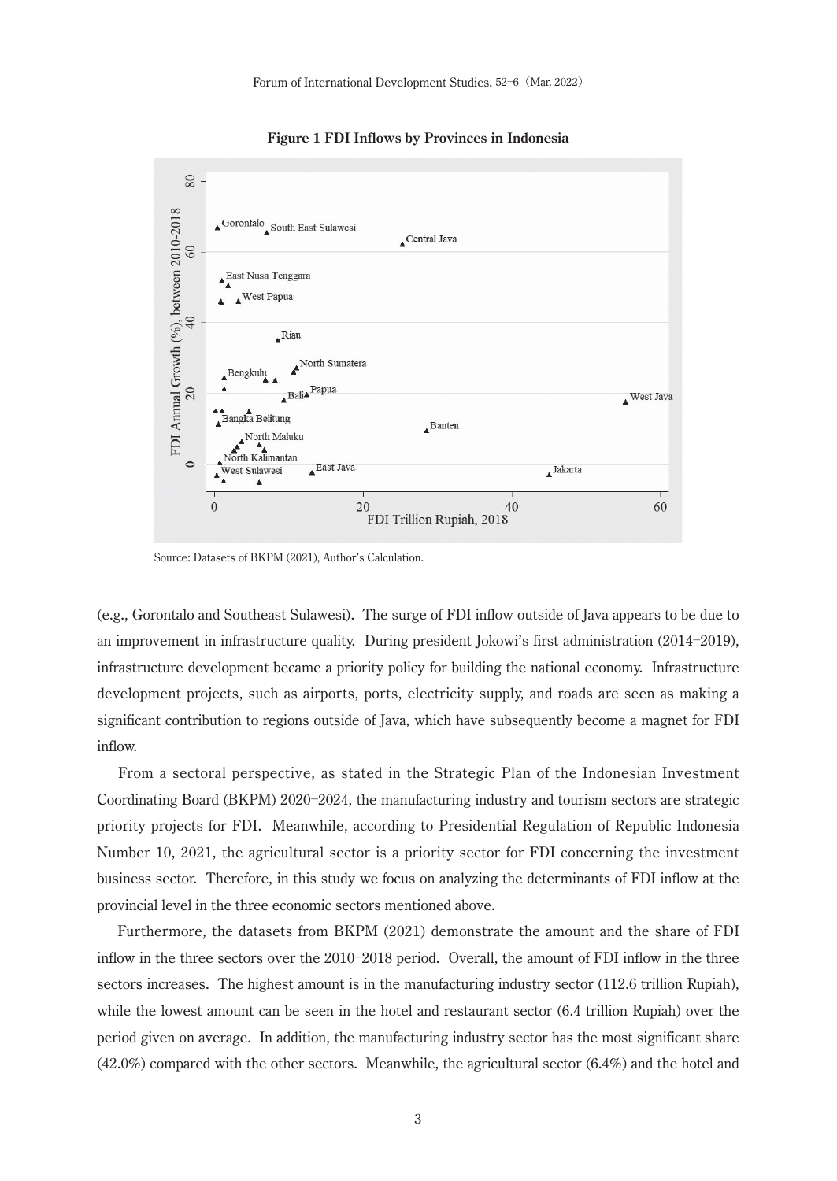**Figure 1 FDI Inflows by Provinces in Indonesia**

Source: Datasets of BKPM (2021), Author's Calculation.

(e.g., Gorontalo and Southeast Sulawesi). The surge of FDI inflow outside of Java appears to be due to an improvement in infrastructure quality. During president Jokowi's first administration (2014–2019), infrastructure development became a priority policy for building the national economy. Infrastructure development projects, such as airports, ports, electricity supply, and roads are seen as making a significant contribution to regions outside of Java, which have subsequently become a magnet for FDI inflow.

From a sectoral perspective, as stated in the Strategic Plan of the Indonesian Investment Coordinating Board (BKPM) 2020–2024, the manufacturing industry and tourism sectors are strategic priority projects for FDI. Meanwhile, according to Presidential Regulation of Republic Indonesia Number 10, 2021, the agricultural sector is a priority sector for FDI concerning the investment business sector. Therefore, in this study we focus on analyzing the determinants of FDI inflow at the provincial level in the three economic sectors mentioned above.

Furthermore, the datasets from BKPM (2021) demonstrate the amount and the share of FDI inflow in the three sectors over the 2010–2018 period. Overall, the amount of FDI inflow in the three sectors increases. The highest amount is in the manufacturing industry sector (112.6 trillion Rupiah), while the lowest amount can be seen in the hotel and restaurant sector (6.4 trillion Rupiah) over the period given on average. In addition, the manufacturing industry sector has the most significant share (42.0%) compared with the other sectors. Meanwhile, the agricultural sector (6.4%) and the hotel and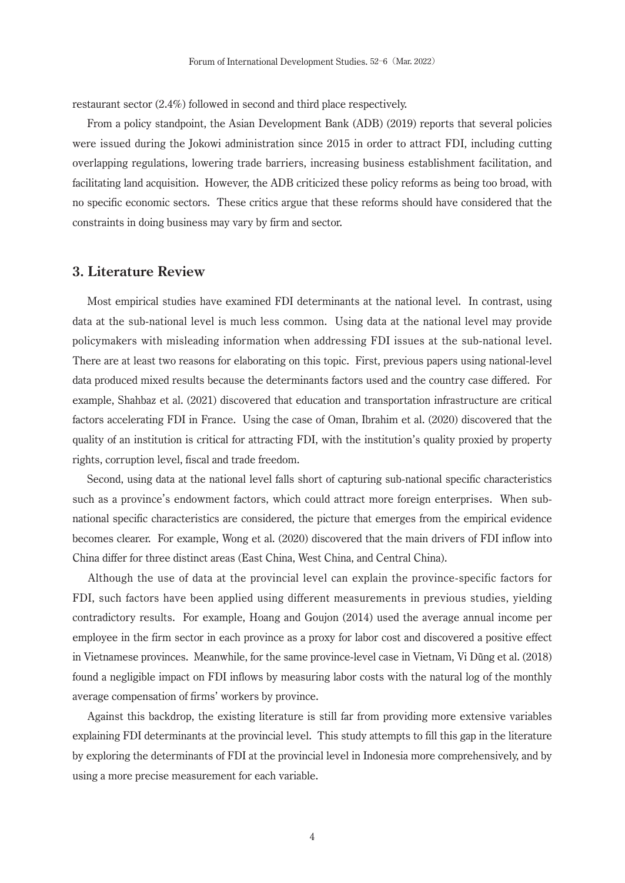restaurant sector (2.4%) followed in second and third place respectively.

From a policy standpoint, the Asian Development Bank (ADB) (2019) reports that several policies were issued during the Jokowi administration since 2015 in order to attract FDI, including cutting overlapping regulations, lowering trade barriers, increasing business establishment facilitation, and facilitating land acquisition. However, the ADB criticized these policy reforms as being too broad, with no specific economic sectors. These critics argue that these reforms should have considered that the constraints in doing business may vary by firm and sector.

## 3. Literature Review

Most empirical studies have examined FDI determinants at the national level. In contrast, using data at the sub-national level is much less common. Using data at the national level may provide policymakers with misleading information when addressing FDI issues at the sub-national level. There are at least two reasons for elaborating on this topic. First, previous papers using national-level data produced mixed results because the determinants factors used and the country case differed. For example, Shahbaz et al. (2021) discovered that education and transportation infrastructure are critical factors accelerating FDI in France. Using the case of Oman, Ibrahim et al. (2020) discovered that the quality of an institution is critical for attracting FDI, with the institution's quality proxied by property rights, corruption level, fiscal and trade freedom.

Second, using data at the national level falls short of capturing sub-national specific characteristics such as a province's endowment factors, which could attract more foreign enterprises. When sub-national specific characteristics are considered, the picture that emerges from the empirical evidence becomes clearer. For example, Wong et al. (2020) discovered that the main drivers of FDI inflow into China differ for three distinct areas (East China, West China, and Central China).

Although the use of data at the provincial level can explain the province-specific factors for FDI, such factors have been applied using different measurements in previous studies, yielding contradictory results. For example, Hoang and Goujon (2014) used the average annual income per employee in the firm sector in each province as a proxy for labor cost and discovered a positive effect in Vietnamese provinces. Meanwhile, for the same province-level case in Vietnam, Vi Dũng et al. (2018) found a negligible impact on FDI inflows by measuring labor costs with the natural log of the monthly average compensation of firms' workers by province.

Against this backdrop, the existing literature is still far from providing more extensive variables explaining FDI determinants at the provincial level. This study attempts to fill this gap in the literature by exploring the determinants of FDI at the provincial level in Indonesia more comprehensively, and by using a more precise measurement for each variable.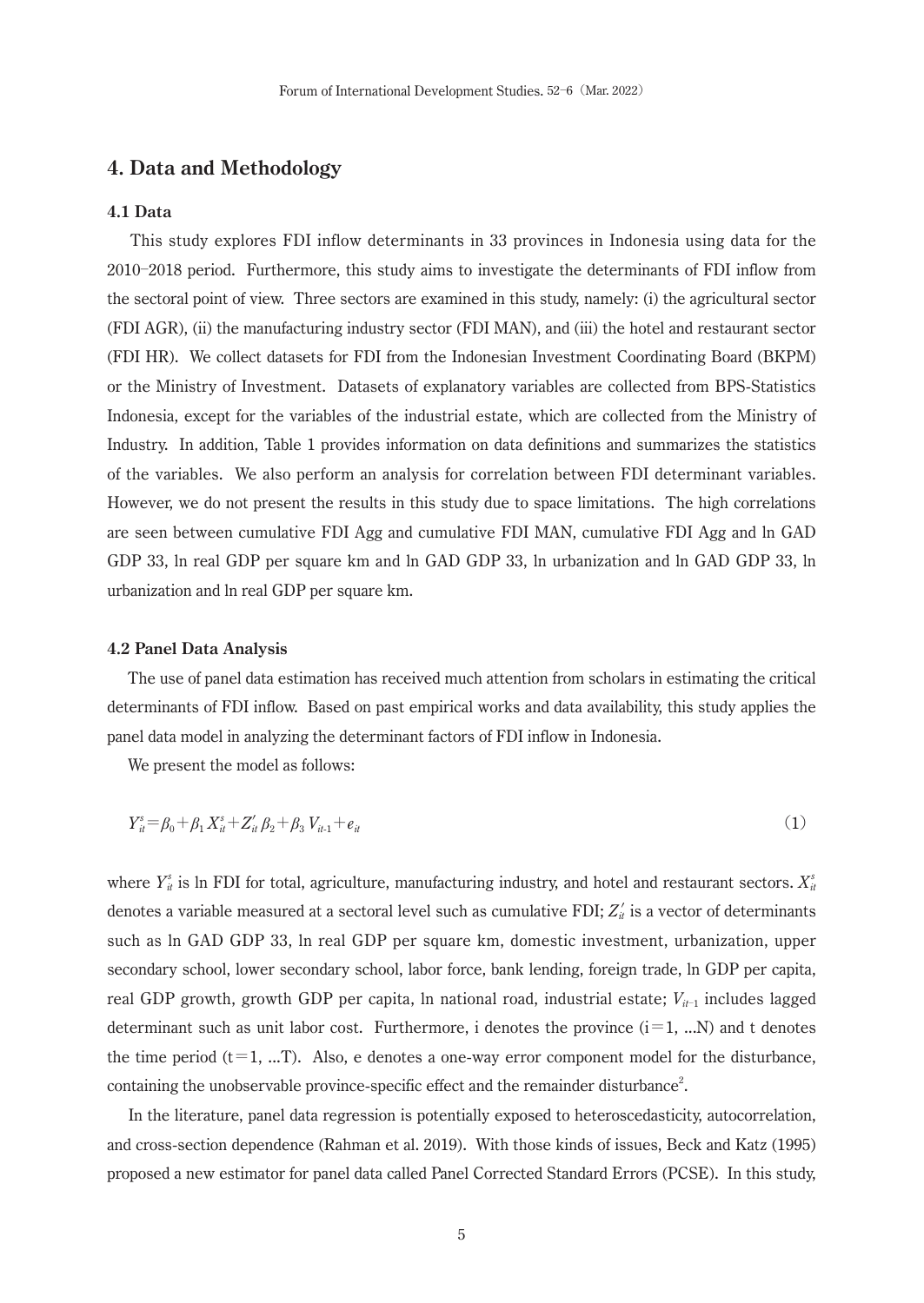## 4. Data and Methodology

### 4.1 Data

This study explores FDI inflow determinants in 33 provinces in Indonesia using data for the 2010–2018 period. Furthermore, this study aims to investigate the determinants of FDI inflow from the sectoral point of view. Three sectors are examined in this study, namely: (i) the agricultural sector (FDI AGR), (ii) the manufacturing industry sector (FDI MAN), and (iii) the hotel and restaurant sector (FDI HR). We collect datasets for FDI from the Indonesian Investment Coordinating Board (BKPM) or the Ministry of Investment. Datasets of explanatory variables are collected from BPS-Statistics Indonesia, except for the variables of the industrial estate, which are collected from the Ministry of Industry. In addition, Table 1 provides information on data definitions and summarizes the statistics of the variables. We also perform an analysis for correlation between FDI determinant variables. However, we do not present the results in this study due to space limitations. The high correlations are seen between cumulative FDI Agg and cumulative FDI MAN, cumulative FDI Agg and ln GAD GDP 33, ln real GDP per square km and ln GAD GDP 33, ln urbanization and ln GAD GDP 33, ln urbanization and ln real GDP per square km.

### 4.2 Panel Data Analysis

The use of panel data estimation has received much attention from scholars in estimating the critical determinants of FDI inflow. Based on past empirical works and data availability, this study applies the panel data model in analyzing the determinant factors of FDI inflow in Indonesia.

We present the model as follows:

$$Y_{it}^{s} = \beta_0 + \beta_1 X_{it}^{s} + Z'_{it}\beta_2 + \beta_3 V_{it\text{-}1} + e_{it} \qquad (1)$$

where $Y_{it}^{s}$ is ln FDI for total, agriculture, manufacturing industry, and hotel and restaurant sectors. $X_{it}^{s}$ denotes a variable measured at a sectoral level such as cumulative FDI; $Z'_{it}$ is a vector of determinants such as ln GAD GDP 33, ln real GDP per square km, domestic investment, urbanization, upper secondary school, lower secondary school, labor force, bank lending, foreign trade, ln GDP per capita, real GDP growth, growth GDP per capita, ln national road, industrial estate; $V_{it-1}$ includes lagged determinant such as unit labor cost. Furthermore, i denotes the province (i = 1, ...N) and t denotes the time period (t = 1, ...T). Also, e denotes a one-way error component model for the disturbance, containing the unobservable province-specific effect and the remainder disturbance[2].

In the literature, panel data regression is potentially exposed to heteroscedasticity, autocorrelation, and cross-section dependence (Rahman et al. 2019). With those kinds of issues, Beck and Katz (1995) proposed a new estimator for panel data called Panel Corrected Standard Errors (PCSE). In this study,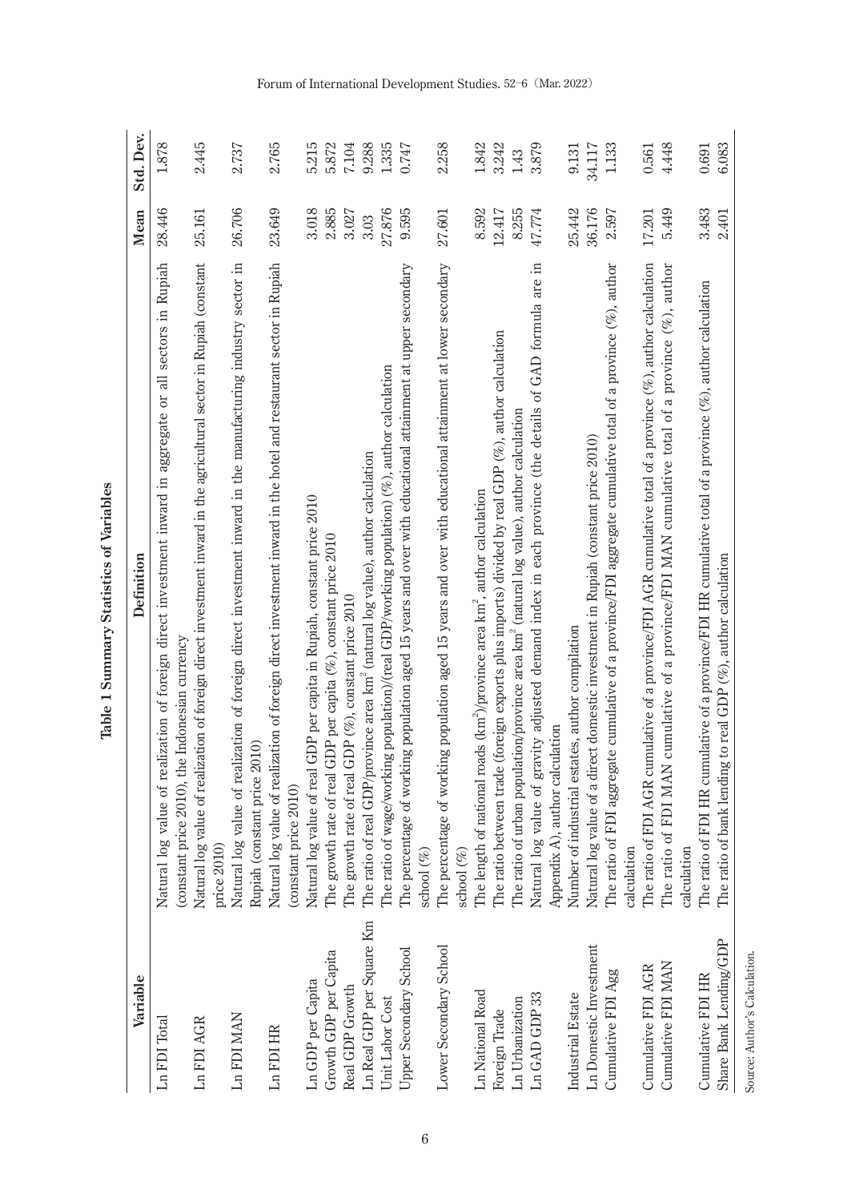**Table 1 Summary Statistics of Variables**

| Variable | Definition | Mean | Std. Dev. |
|---|---|---|---|
| Ln FDI Total | Natural log value of realization of foreign direct investment inward in aggregate or all sectors in Rupiah (constant price 2010), the Indonesian currency | 28.446 | 1.878 |
| Ln FDI AGR | Natural log value of realization of foreign direct investment inward in the agricultural sector in Rupiah (constant price 2010) | 25.161 | 2.445 |
| Ln FDI MAN | Natural log value of realization of foreign direct investment inward in the manufacturing industry sector in Rupiah (constant price 2010) | 26.706 | 2.737 |
| Ln FDI HR | Natural log value of realization of foreign direct investment inward in the hotel and restaurant sector in Rupiah (constant price 2010) | 23.649 | 2.765 |
| Ln GDP per Capita | Natural log value of real GDP per capita in Rupiah, constant price 2010 | 3.018 | 5.215 |
| Growth GDP per Capita | The growth rate of real GDP per capita (%), constant price 2010 | 2.885 | 5.872 |
| Real GDP Growth | The growth rate of real GDP (%), constant price 2010 | 3.027 | 7.104 |
| Ln Real GDP per Square Km | The ratio of real GDP/province area km$^2$ (natural log value), author calculation | 3.03 | 9.288 |
| Unit Labor Cost | The ratio of wage/working population)/(real GDP/working population) (%), author calculation | 27.876 | 1.335 |
| Upper Secondary School | The percentage of working population aged 15 years and over with educational attainment at upper secondary school (%) | 9.595 | 0.747 |
| Lower Secondary School | The percentage of working population aged 15 years and over with educational attainment at lower secondary school (%) | 27.601 | 2.258 |
| Ln National Road | The length of national roads (km$^2$)/province area km$^2$, author calculation | 8.592 | 1.842 |
| Foreign Trade | The ratio between trade (foreign exports plus imports) divided by real GDP (%), author calculation | 12.417 | 3.242 |
| Ln Urbanization | The ratio of urban population/province area km$^2$ (natural log value), author calculation | 8.255 | 1.43 |
| Ln GAD GDP 33 | Natural log value of gravity adjusted demand index in each province (the details of GAD formula are in Appendix A), author calculation | 47.774 | 3.879 |
| Industrial Estate | Number of industrial estates, author compilation | 25.442 | 9.131 |
| Ln Domestic Investment | Natural log value of a direct domestic investment in Rupiah (constant price 2010) | 36.176 | 34.117 |
| Cumulative FDI Agg | The ratio of FDI aggregate cumulative of a province/FDI aggregate cumulative total of a province (%), author calculation | 2.597 | 1.133 |
| Cumulative FDI AGR | The ratio of FDI AGR cumulative of a province/FDI AGR cumulative total of a province (%), author calculation | 17.201 | 0.561 |
| Cumulative FDI MAN | The ratio of FDI MAN cumulative of a province/FDI MAN cumulative total of a province (%), author calculation | 5.449 | 4.448 |
| Cumulative FDI HR | The ratio of FDI HR cumulative of a province/FDI HR cumulative total of a province (%), author calculation | 3.483 | 0.691 |
| Share Bank Lending/GDP | The ratio of bank lending to real GDP (%), author calculation | 2.401 | 6.083 |

Source: Author's Calculation.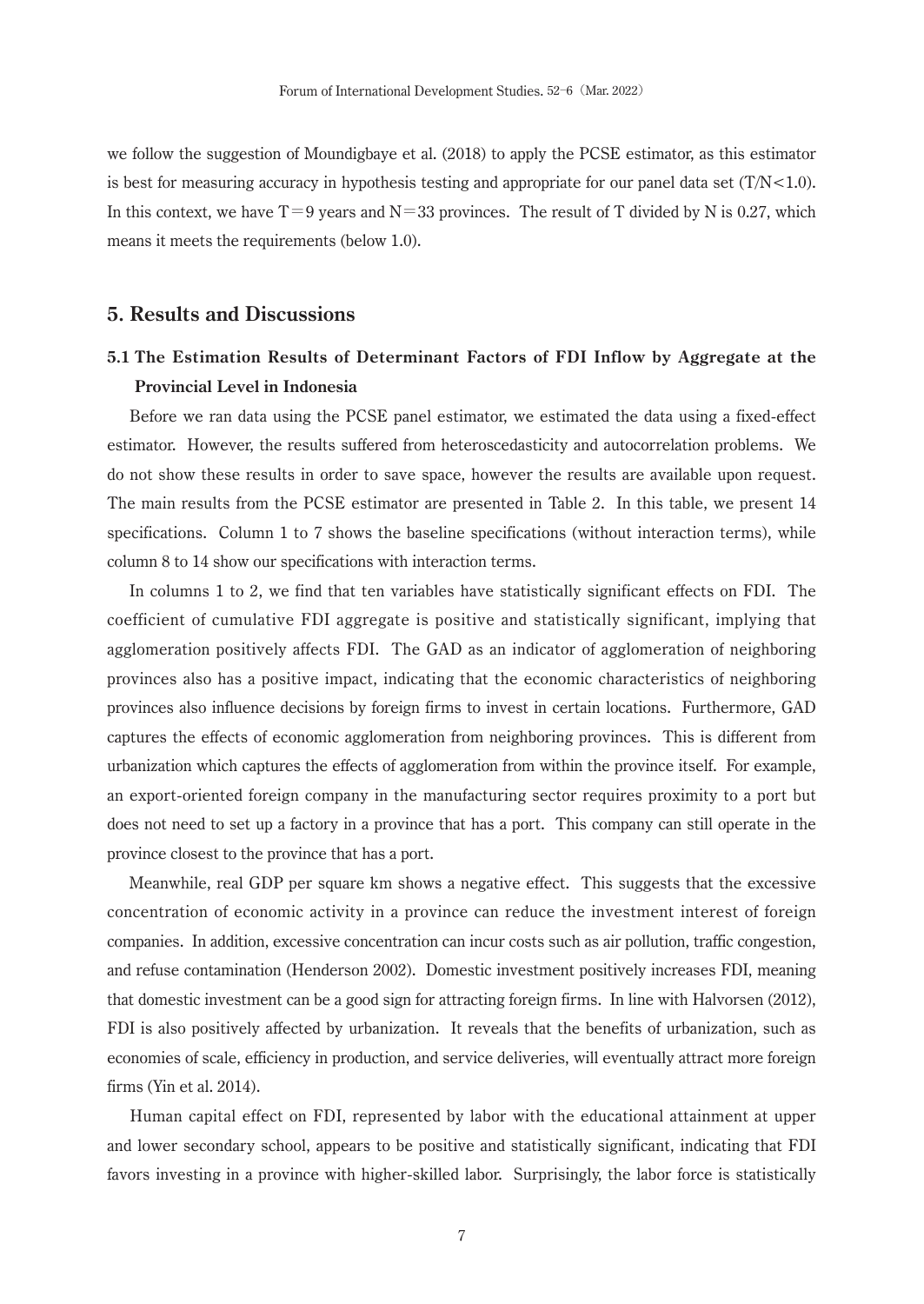we follow the suggestion of Moundigbaye et al. (2018) to apply the PCSE estimator, as this estimator is best for measuring accuracy in hypothesis testing and appropriate for our panel data set ($T/N<1.0$). In this context, we have $T=9$ years and $N=33$ provinces. The result of T divided by N is 0.27, which means it meets the requirements (below 1.0).

## 5. Results and Discussions

### 5.1 The Estimation Results of Determinant Factors of FDI Inflow by Aggregate at the Provincial Level in Indonesia

Before we ran data using the PCSE panel estimator, we estimated the data using a fixed-effect estimator. However, the results suffered from heteroscedasticity and autocorrelation problems. We do not show these results in order to save space, however the results are available upon request. The main results from the PCSE estimator are presented in Table 2. In this table, we present 14 specifications. Column 1 to 7 shows the baseline specifications (without interaction terms), while column 8 to 14 show our specifications with interaction terms.

In columns 1 to 2, we find that ten variables have statistically significant effects on FDI. The coefficient of cumulative FDI aggregate is positive and statistically significant, implying that agglomeration positively affects FDI. The GAD as an indicator of agglomeration of neighboring provinces also has a positive impact, indicating that the economic characteristics of neighboring provinces also influence decisions by foreign firms to invest in certain locations. Furthermore, GAD captures the effects of economic agglomeration from neighboring provinces. This is different from urbanization which captures the effects of agglomeration from within the province itself. For example, an export-oriented foreign company in the manufacturing sector requires proximity to a port but does not need to set up a factory in a province that has a port. This company can still operate in the province closest to the province that has a port.

Meanwhile, real GDP per square km shows a negative effect. This suggests that the excessive concentration of economic activity in a province can reduce the investment interest of foreign companies. In addition, excessive concentration can incur costs such as air pollution, traffic congestion, and refuse contamination (Henderson 2002). Domestic investment positively increases FDI, meaning that domestic investment can be a good sign for attracting foreign firms. In line with Halvorsen (2012), FDI is also positively affected by urbanization. It reveals that the benefits of urbanization, such as economies of scale, efficiency in production, and service deliveries, will eventually attract more foreign firms (Yin et al. 2014).

Human capital effect on FDI, represented by labor with the educational attainment at upper and lower secondary school, appears to be positive and statistically significant, indicating that FDI favors investing in a province with higher-skilled labor. Surprisingly, the labor force is statistically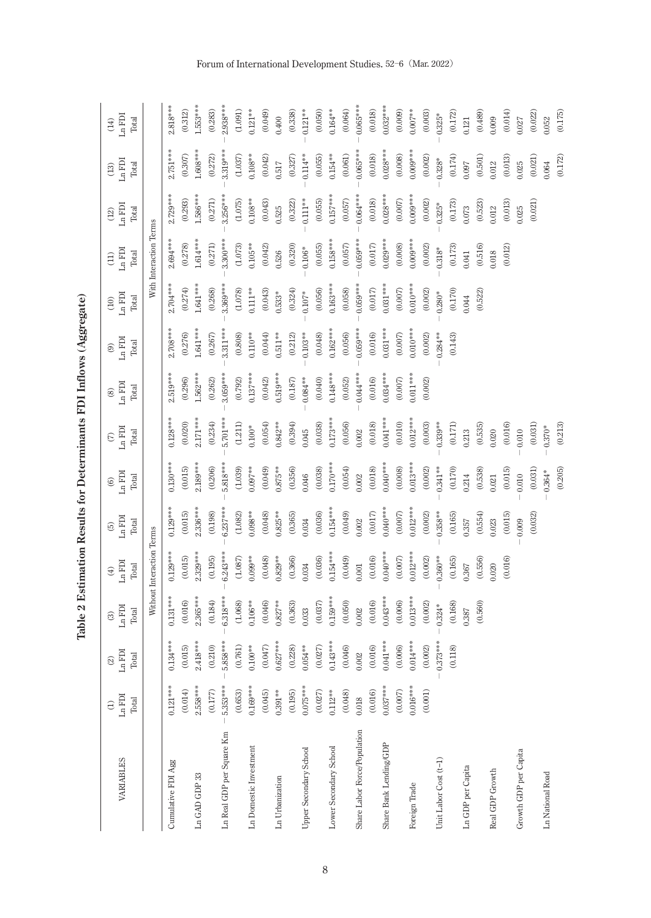# Table 2 Estimation Results for Determinants FDI Inflows (Aggregate)

| VARIABLES | (1) Ln FDI Total | (2) Ln FDI Total | (3) Ln FDI Total | (4) Ln FDI Total | (5) Ln FDI Total | (6) Ln FDI Total | (7) Ln FDI Total | (8) Ln FDI Total | (9) Ln FDI Total | (10) Ln FDI Total | (11) Ln FDI Total | (12) Ln FDI Total | (13) Ln FDI Total | (14) Ln FDI Total |
|---|---|---|---|---|---|---|---|---|---|---|---|---|---|---|
| | Without Interaction Terms | | | | | | | With Interaction Terms | | | | | | |
| Cumulative FDI Agg | 0.121*** | 0.134*** | 0.131*** | 0.129*** | 0.129*** | 0.130*** | 0.128*** | 2.519*** | 2.708*** | 2.704*** | 2.694*** | 2.729*** | 2.751*** | 2.818*** |
| | (0.014) | (0.015) | (0.016) | (0.015) | (0.015) | (0.015) | (0.020) | (0.296) | (0.276) | (0.274) | (0.278) | (0.293) | (0.307) | (0.312) |
| Ln GAD GDP 33 | 2.558*** | 2.418*** | 2.365*** | 2.329*** | 2.336*** | 2.189*** | 2.171*** | 1.562*** | 1.641*** | 1.641*** | 1.614*** | 1.586*** | 1.608*** | 1.553*** |
| | (0.177) | (0.210) | (0.184) | (0.195) | (0.198) | (0.206) | (0.234) | (0.262) | (0.267) | (0.268) | (0.271) | (0.271) | (0.272) | (0.283) |
| Ln Real GDP per Square Km | −5.353*** | −5.858*** | −6.318*** | −6.243*** | −6.237*** | −5.818*** | −5.701*** | −3.059*** | −3.311*** | −3.369*** | −3.300*** | −3.256*** | −3.319*** | −2.938*** |
| | (0.653) | (0.761) | (1.068) | (1.087) | (1.082) | (1.039) | (1.211) | (0.792) | (0.808) | (1.078) | (1.073) | (1.075) | (1.037) | (1.091) |
| Ln Domestic Investment | 0.169*** | 0.100** | 0.106** | 0.099** | 0.098** | 0.097** | 0.100* | 0.137*** | 0.110** | 0.111** | 0.105** | 0.108** | 0.108** | 0.121** |
| | (0.045) | (0.047) | (0.046) | (0.048) | (0.048) | (0.049) | (0.054) | (0.042) | (0.044) | (0.043) | (0.042) | (0.043) | (0.042) | (0.049) |
| Ln Urbanization | 0.391** | 0.627*** | 0.827** | 0.829** | 0.825** | 0.875** | 0.842** | 0.519*** | 0.511** | 0.533* | 0.526 | 0.525 | 0.517 | 0.400 |
| | (0.195) | (0.228) | (0.363) | (0.366) | (0.365) | (0.356) | (0.394) | (0.187) | (0.212) | (0.324) | (0.320) | (0.322) | (0.327) | (0.338) |
| Upper Secondary School | 0.075*** | 0.054** | 0.033 | 0.034 | 0.034 | 0.046 | 0.045 | −0.084** | −0.103** | −0.107* | −0.106* | −0.111** | −0.114** | −0.121** |
| | (0.027) | (0.027) | (0.037) | (0.036) | (0.036) | (0.038) | (0.038) | (0.040) | (0.048) | (0.056) | (0.055) | (0.055) | (0.055) | (0.050) |
| Lower Secondary School | 0.112** | 0.143*** | 0.159*** | 0.154*** | 0.154*** | 0.170*** | 0.173*** | 0.148*** | 0.162*** | 0.163*** | 0.158*** | 0.157*** | 0.154** | 0.164** |
| | (0.048) | (0.046) | (0.050) | (0.049) | (0.049) | (0.054) | (0.056) | (0.052) | (0.056) | (0.058) | (0.057) | (0.057) | (0.061) | (0.064) |
| Share Labor Force/Population | 0.018 | 0.002 | 0.002 | 0.001 | 0.002 | 0.002 | 0.002 | −0.044*** | −0.059*** | −0.059*** | −0.059*** | −0.064*** | −0.065*** | −0.065*** |
| | (0.016) | (0.016) | (0.016) | (0.016) | (0.017) | (0.018) | (0.018) | (0.016) | (0.016) | (0.017) | (0.017) | (0.018) | (0.018) | (0.018) |
| Share Bank Lending/GDP | 0.037*** | 0.041*** | 0.043*** | 0.040*** | 0.040*** | 0.040*** | 0.041*** | 0.034*** | 0.031*** | 0.031*** | 0.029*** | 0.028*** | 0.028*** | 0.032*** |
| | (0.007) | (0.006) | (0.006) | (0.007) | (0.007) | (0.008) | (0.010) | (0.007) | (0.007) | (0.007) | (0.008) | (0.007) | (0.008) | (0.009) |
| Foreign Trade | 0.016*** | 0.014*** | 0.013*** | 0.012*** | 0.012*** | 0.013*** | 0.012*** | 0.011*** | 0.010*** | 0.010*** | 0.009*** | 0.009*** | 0.009*** | 0.007** |
| | (0.001) | (0.002) | (0.002) | (0.002) | (0.002) | (0.002) | (0.003) | (0.002) | (0.002) | (0.002) | (0.002) | (0.002) | (0.002) | (0.003) |
| Unit Labor Cost (t−1) | | −0.373*** | −0.324* | −0.360** | −0.358** | −0.341** | −0.339** | | −0.284** | −0.280* | −0.318* | −0.325* | −0.328* | −0.325* |
| | | (0.118) | (0.168) | (0.165) | (0.165) | (0.170) | (0.171) | | (0.143) | (0.170) | (0.173) | (0.173) | (0.174) | (0.172) |
| Ln GDP per Capita | | | 0.387 | 0.367 | 0.357 | 0.214 | 0.213 | | | 0.044 | 0.041 | 0.073 | 0.097 | 0.121 |
| | | | (0.560) | (0.556) | (0.554) | (0.538) | (0.535) | | | (0.522) | (0.516) | (0.523) | (0.501) | (0.489) |
| Real GDP Growth | | | | 0.020 | 0.023 | 0.021 | 0.020 | | | | 0.018 | 0.012 | 0.012 | 0.009 |
| | | | | (0.016) | (0.015) | (0.015) | (0.016) | | | | (0.012) | (0.013) | (0.013) | (0.014) |
| Growth GDP per Capita | | | | | −0.009 | −0.010 | −0.010 | | | | | 0.025 | 0.025 | 0.027 |
| | | | | | (0.032) | (0.031) | (0.031) | | | | | (0.021) | (0.021) | (0.022) |
| Ln National Road | | | | | | −0.364* | −0.370* | | | | | | 0.064 | 0.052 |
| | | | | | | (0.205) | (0.213) | | | | | | (0.172) | (0.175) |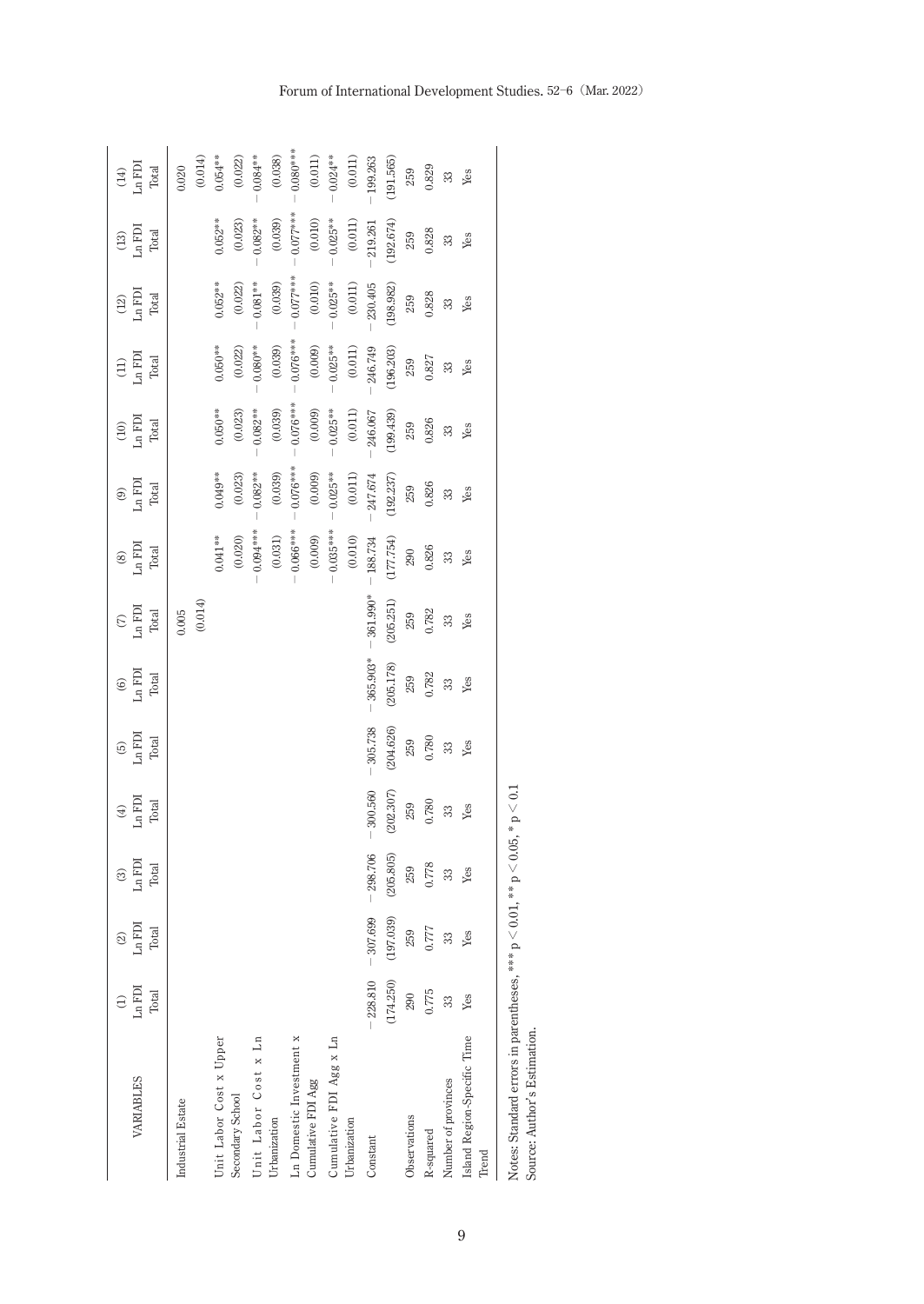| VARIABLES | (1) Ln FDI Total | (2) Ln FDI Total | (3) Ln FDI Total | (4) Ln FDI Total | (5) Ln FDI Total | (6) Ln FDI Total | (7) Ln FDI Total | (8) Ln FDI Total | (9) Ln FDI Total | (10) Ln FDI Total | (11) Ln FDI Total | (12) Ln FDI Total | (13) Ln FDI Total | (14) Ln FDI Total |
|---|---|---|---|---|---|---|---|---|---|---|---|---|---|---|
| Industrial Estate | | | | | | | 0.005 | | | | | | | 0.020 |
| | | | | | | | (0.014) | | | | | | | (0.014) |
| Unit Labor Cost x Upper Secondary School | | | | | | | | 0.041** | 0.049** | 0.050** | 0.050** | 0.052** | 0.052** | 0.054** |
| | | | | | | | | (0.020) | (0.023) | (0.023) | (0.022) | (0.022) | (0.023) | (0.022) |
| Unit Labor Cost x Ln Urbanization | | | | | | | | −0.094*** | −0.082** | −0.082** | −0.080** | −0.081** | −0.082** | −0.084** |
| | | | | | | | | (0.031) | (0.039) | (0.039) | (0.039) | (0.039) | (0.039) | (0.038) |
| Ln Domestic Investment x Cumulative FDI Agg | | | | | | | | −0.066*** | −0.076*** | −0.076*** | −0.076*** | −0.077*** | −0.077*** | −0.080*** |
| | | | | | | | | (0.009) | (0.009) | (0.009) | (0.009) | (0.010) | (0.010) | (0.011) |
| Cumulative FDI Agg x Ln Urbanization | | | | | | | | −0.035*** | −0.025** | −0.025** | −0.025** | −0.025** | −0.025** | −0.024** |
| | | | | | | | | (0.010) | (0.011) | (0.011) | (0.011) | (0.011) | (0.011) | (0.011) |
| Constant | −228.810 | −307.699 | −298.706 | −300.560 | −305.738 | −365.903* | −361.990* | −188.734 | −247.674 | −246.067 | −246.749 | −230.405 | −219.261 | −199.263 |
| | (174.250) | (197.039) | (205.805) | (202.307) | (204.626) | (205.178) | (205.251) | (177.754) | (192.237) | (199.439) | (196.203) | (198.982) | (192.674) | (191.565) |
| Observations | 290 | 259 | 259 | 259 | 259 | 259 | 259 | 290 | 259 | 259 | 259 | 259 | 259 | 259 |
| R-squared | 0.775 | 0.777 | 0.778 | 0.780 | 0.780 | 0.782 | 0.782 | 0.826 | 0.826 | 0.826 | 0.827 | 0.828 | 0.828 | 0.829 |
| Number of provinces | 33 | 33 | 33 | 33 | 33 | 33 | 33 | 33 | 33 | 33 | 33 | 33 | 33 | 33 |
| Island Region-Specific Time Trend | Yes | Yes | Yes | Yes | Yes | Yes | Yes | Yes | Yes | Yes | Yes | Yes | Yes | Yes |

Notes: Standard errors in parentheses, *** $p < 0.01$, ** $p < 0.05$, * $p < 0.1$

Source: Author's Estimation.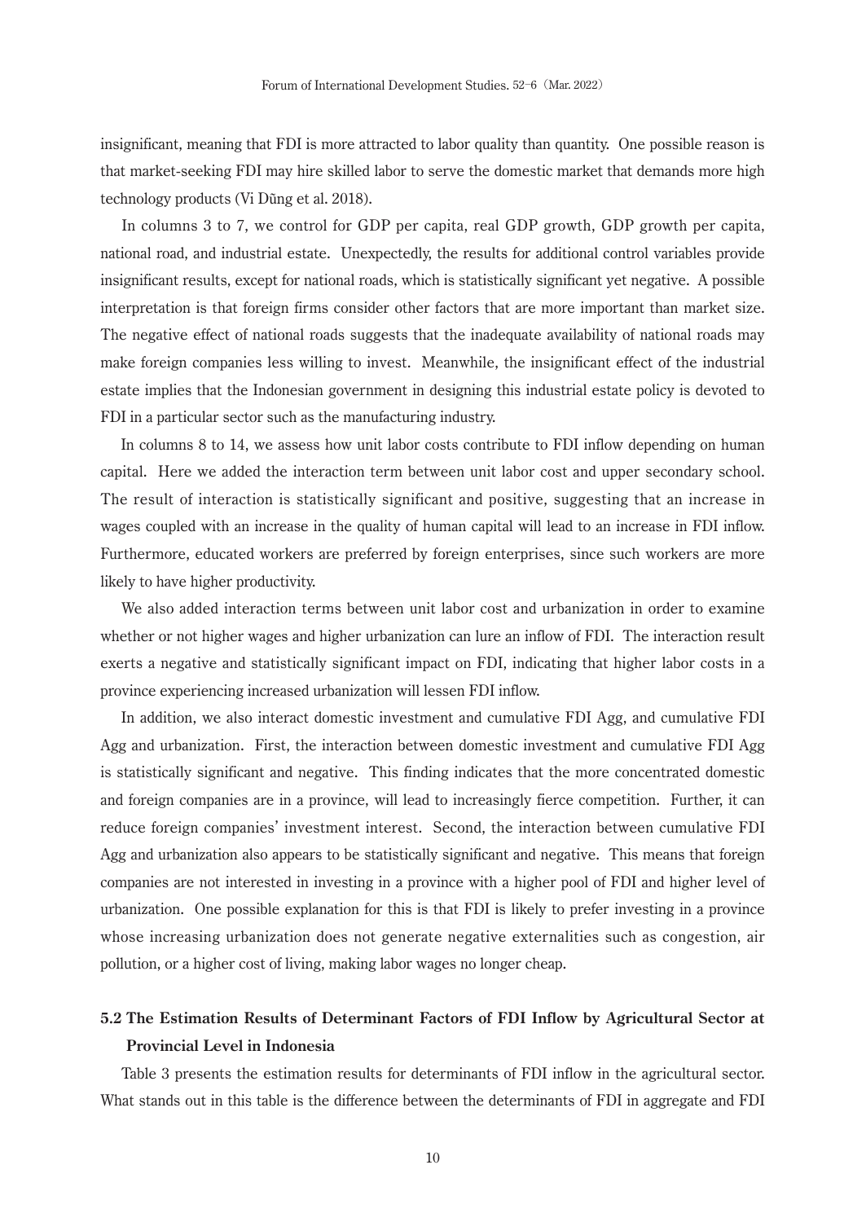insignificant, meaning that FDI is more attracted to labor quality than quantity. One possible reason is that market-seeking FDI may hire skilled labor to serve the domestic market that demands more high technology products (Vi Dũng et al. 2018).

In columns 3 to 7, we control for GDP per capita, real GDP growth, GDP growth per capita, national road, and industrial estate. Unexpectedly, the results for additional control variables provide insignificant results, except for national roads, which is statistically significant yet negative. A possible interpretation is that foreign firms consider other factors that are more important than market size. The negative effect of national roads suggests that the inadequate availability of national roads may make foreign companies less willing to invest. Meanwhile, the insignificant effect of the industrial estate implies that the Indonesian government in designing this industrial estate policy is devoted to FDI in a particular sector such as the manufacturing industry.

In columns 8 to 14, we assess how unit labor costs contribute to FDI inflow depending on human capital. Here we added the interaction term between unit labor cost and upper secondary school. The result of interaction is statistically significant and positive, suggesting that an increase in wages coupled with an increase in the quality of human capital will lead to an increase in FDI inflow. Furthermore, educated workers are preferred by foreign enterprises, since such workers are more likely to have higher productivity.

We also added interaction terms between unit labor cost and urbanization in order to examine whether or not higher wages and higher urbanization can lure an inflow of FDI. The interaction result exerts a negative and statistically significant impact on FDI, indicating that higher labor costs in a province experiencing increased urbanization will lessen FDI inflow.

In addition, we also interact domestic investment and cumulative FDI Agg, and cumulative FDI Agg and urbanization. First, the interaction between domestic investment and cumulative FDI Agg is statistically significant and negative. This finding indicates that the more concentrated domestic and foreign companies are in a province, will lead to increasingly fierce competition. Further, it can reduce foreign companies' investment interest. Second, the interaction between cumulative FDI Agg and urbanization also appears to be statistically significant and negative. This means that foreign companies are not interested in investing in a province with a higher pool of FDI and higher level of urbanization. One possible explanation for this is that FDI is likely to prefer investing in a province whose increasing urbanization does not generate negative externalities such as congestion, air pollution, or a higher cost of living, making labor wages no longer cheap.

### 5.2 The Estimation Results of Determinant Factors of FDI Inflow by Agricultural Sector at Provincial Level in Indonesia

Table 3 presents the estimation results for determinants of FDI inflow in the agricultural sector. What stands out in this table is the difference between the determinants of FDI in aggregate and FDI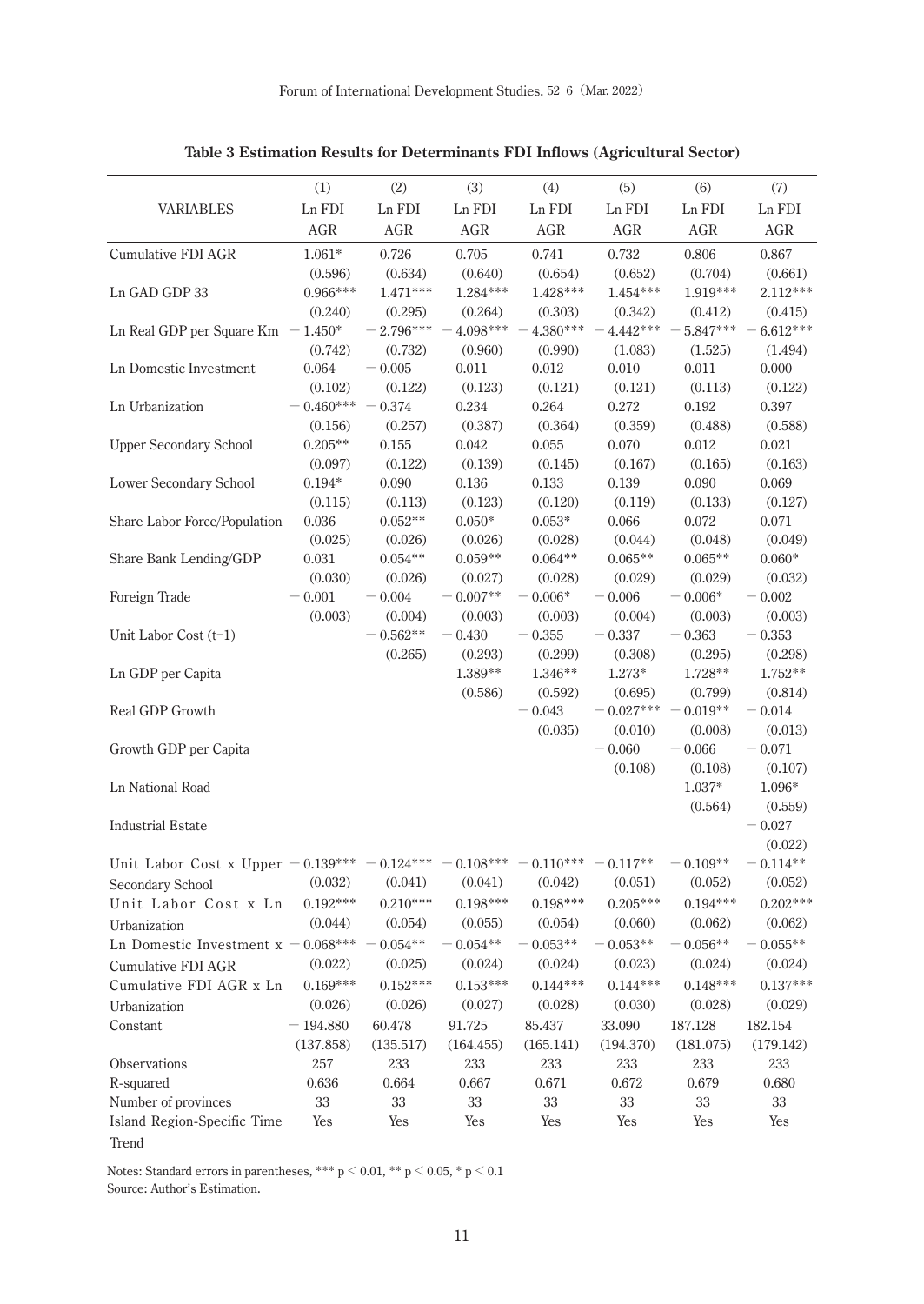**Table 3 Estimation Results for Determinants FDI Inflows (Agricultural Sector)**

| VARIABLES | (1) Ln FDI AGR | (2) Ln FDI AGR | (3) Ln FDI AGR | (4) Ln FDI AGR | (5) Ln FDI AGR | (6) Ln FDI AGR | (7) Ln FDI AGR |
|---|---|---|---|---|---|---|---|
| Cumulative FDI AGR | 1.061* | 0.726 | 0.705 | 0.741 | 0.732 | 0.806 | 0.867 |
| | (0.596) | (0.634) | (0.640) | (0.654) | (0.652) | (0.704) | (0.661) |
| Ln GAD GDP 33 | 0.966*** | 1.471*** | 1.284*** | 1.428*** | 1.454*** | 1.919*** | 2.112*** |
| | (0.240) | (0.295) | (0.264) | (0.303) | (0.342) | (0.412) | (0.415) |
| Ln Real GDP per Square Km | −1.450* | −2.796*** | −4.098*** | −4.380*** | −4.442*** | −5.847*** | −6.612*** |
| | (0.742) | (0.732) | (0.960) | (0.990) | (1.083) | (1.525) | (1.494) |
| Ln Domestic Investment | 0.064 | −0.005 | 0.011 | 0.012 | 0.010 | 0.011 | 0.000 |
| | (0.102) | (0.122) | (0.123) | (0.121) | (0.121) | (0.113) | (0.122) |
| Ln Urbanization | −0.460*** | −0.374 | 0.234 | 0.264 | 0.272 | 0.192 | 0.397 |
| | (0.156) | (0.257) | (0.387) | (0.364) | (0.359) | (0.488) | (0.588) |
| Upper Secondary School | 0.205** | 0.155 | 0.042 | 0.055 | 0.070 | 0.012 | 0.021 |
| | (0.097) | (0.122) | (0.139) | (0.145) | (0.167) | (0.165) | (0.163) |
| Lower Secondary School | 0.194* | 0.090 | 0.136 | 0.133 | 0.139 | 0.090 | 0.069 |
| | (0.115) | (0.113) | (0.123) | (0.120) | (0.119) | (0.133) | (0.127) |
| Share Labor Force/Population | 0.036 | 0.052** | 0.050* | 0.053* | 0.066 | 0.072 | 0.071 |
| | (0.025) | (0.026) | (0.026) | (0.028) | (0.044) | (0.048) | (0.049) |
| Share Bank Lending/GDP | 0.031 | 0.054** | 0.059** | 0.064** | 0.065** | 0.065** | 0.060* |
| | (0.030) | (0.026) | (0.027) | (0.028) | (0.029) | (0.029) | (0.032) |
| Foreign Trade | −0.001 | −0.004 | −0.007** | −0.006* | −0.006 | −0.006* | −0.002 |
| | (0.003) | (0.004) | (0.003) | (0.003) | (0.004) | (0.003) | (0.003) |
| Unit Labor Cost (t−1) | | −0.562** | −0.430 | −0.355 | −0.337 | −0.363 | −0.353 |
| | | (0.265) | (0.293) | (0.299) | (0.308) | (0.295) | (0.298) |
| Ln GDP per Capita | | | 1.389** | 1.346** | 1.273* | 1.728** | 1.752** |
| | | | (0.586) | (0.592) | (0.695) | (0.799) | (0.814) |
| Real GDP Growth | | | | −0.043 | −0.027*** | −0.019** | −0.014 |
| | | | | (0.035) | (0.010) | (0.008) | (0.013) |
| Growth GDP per Capita | | | | | −0.060 | −0.066 | −0.071 |
| | | | | | (0.108) | (0.108) | (0.107) |
| Ln National Road | | | | | | 1.037* | 1.096* |
| | | | | | | (0.564) | (0.559) |
| Industrial Estate | | | | | | | −0.027 |
| | | | | | | | (0.022) |
| Unit Labor Cost x Upper Secondary School | −0.139*** | −0.124*** | −0.108*** | −0.110*** | −0.117** | −0.109** | −0.114** |
| | (0.032) | (0.041) | (0.041) | (0.042) | (0.051) | (0.052) | (0.052) |
| Unit Labor Cost x Ln Urbanization | 0.192*** | 0.210*** | 0.198*** | 0.198*** | 0.205*** | 0.194*** | 0.202*** |
| | (0.044) | (0.054) | (0.055) | (0.054) | (0.060) | (0.062) | (0.062) |
| Ln Domestic Investment x Cumulative FDI AGR | −0.068*** | −0.054** | −0.054** | −0.053** | −0.053** | −0.056** | −0.055** |
| | (0.022) | (0.025) | (0.024) | (0.024) | (0.023) | (0.024) | (0.024) |
| Cumulative FDI AGR x Ln Urbanization | 0.169*** | 0.152*** | 0.153*** | 0.144*** | 0.144*** | 0.148*** | 0.137*** |
| | (0.026) | (0.026) | (0.027) | (0.028) | (0.030) | (0.028) | (0.029) |
| Constant | −194.880 | 60.478 | 91.725 | 85.437 | 33.090 | 187.128 | 182.154 |
| | (137.858) | (135.517) | (164.455) | (165.141) | (194.370) | (181.075) | (179.142) |
| Observations | 257 | 233 | 233 | 233 | 233 | 233 | 233 |
| R-squared | 0.636 | 0.664 | 0.667 | 0.671 | 0.672 | 0.679 | 0.680 |
| Number of provinces | 33 | 33 | 33 | 33 | 33 | 33 | 33 |
| Island Region-Specific Time Trend | Yes | Yes | Yes | Yes | Yes | Yes | Yes |

Notes: Standard errors in parentheses, *** $p < 0.01$, ** $p < 0.05$, * $p < 0.1$

Source: Author's Estimation.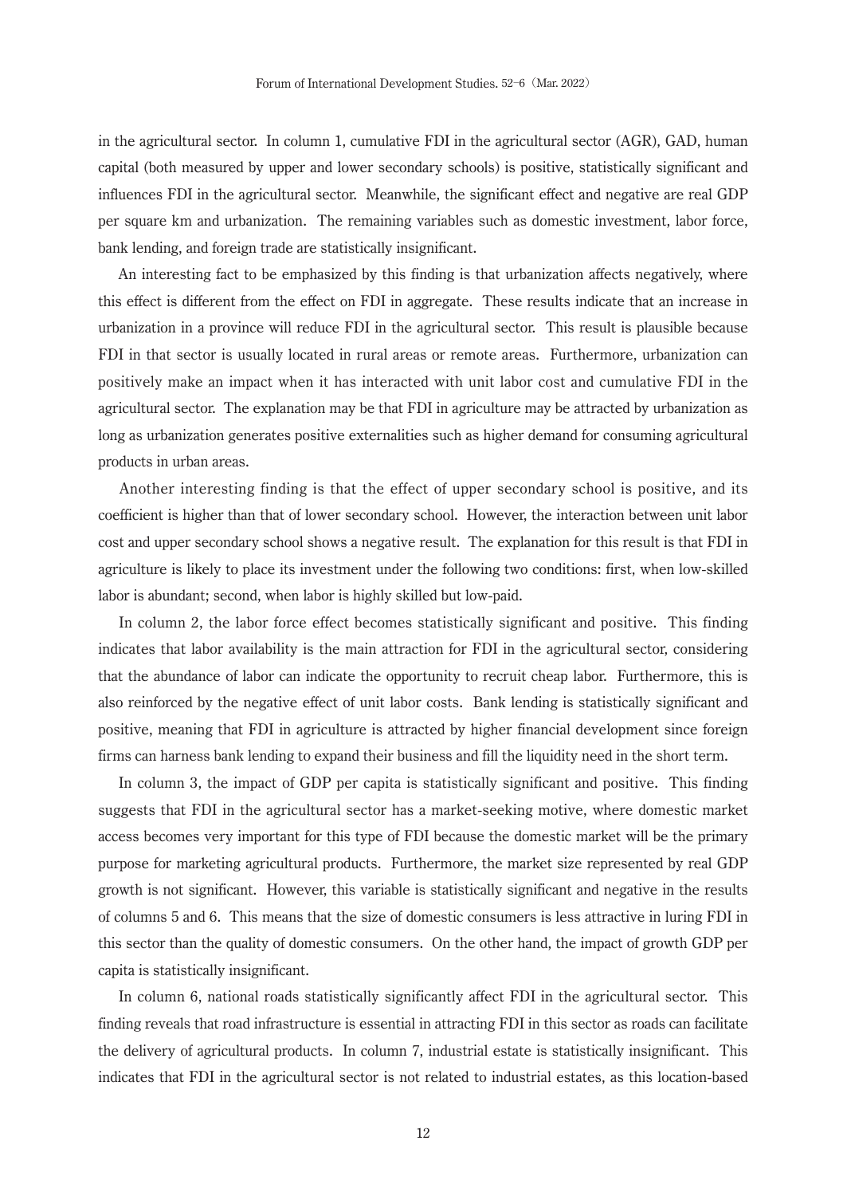in the agricultural sector. In column 1, cumulative FDI in the agricultural sector (AGR), GAD, human capital (both measured by upper and lower secondary schools) is positive, statistically significant and influences FDI in the agricultural sector. Meanwhile, the significant effect and negative are real GDP per square km and urbanization. The remaining variables such as domestic investment, labor force, bank lending, and foreign trade are statistically insignificant.

An interesting fact to be emphasized by this finding is that urbanization affects negatively, where this effect is different from the effect on FDI in aggregate. These results indicate that an increase in urbanization in a province will reduce FDI in the agricultural sector. This result is plausible because FDI in that sector is usually located in rural areas or remote areas. Furthermore, urbanization can positively make an impact when it has interacted with unit labor cost and cumulative FDI in the agricultural sector. The explanation may be that FDI in agriculture may be attracted by urbanization as long as urbanization generates positive externalities such as higher demand for consuming agricultural products in urban areas.

Another interesting finding is that the effect of upper secondary school is positive, and its coefficient is higher than that of lower secondary school. However, the interaction between unit labor cost and upper secondary school shows a negative result. The explanation for this result is that FDI in agriculture is likely to place its investment under the following two conditions: first, when low-skilled labor is abundant; second, when labor is highly skilled but low-paid.

In column 2, the labor force effect becomes statistically significant and positive. This finding indicates that labor availability is the main attraction for FDI in the agricultural sector, considering that the abundance of labor can indicate the opportunity to recruit cheap labor. Furthermore, this is also reinforced by the negative effect of unit labor costs. Bank lending is statistically significant and positive, meaning that FDI in agriculture is attracted by higher financial development since foreign firms can harness bank lending to expand their business and fill the liquidity need in the short term.

In column 3, the impact of GDP per capita is statistically significant and positive. This finding suggests that FDI in the agricultural sector has a market-seeking motive, where domestic market access becomes very important for this type of FDI because the domestic market will be the primary purpose for marketing agricultural products. Furthermore, the market size represented by real GDP growth is not significant. However, this variable is statistically significant and negative in the results of columns 5 and 6. This means that the size of domestic consumers is less attractive in luring FDI in this sector than the quality of domestic consumers. On the other hand, the impact of growth GDP per capita is statistically insignificant.

In column 6, national roads statistically significantly affect FDI in the agricultural sector. This finding reveals that road infrastructure is essential in attracting FDI in this sector as roads can facilitate the delivery of agricultural products. In column 7, industrial estate is statistically insignificant. This indicates that FDI in the agricultural sector is not related to industrial estates, as this location-based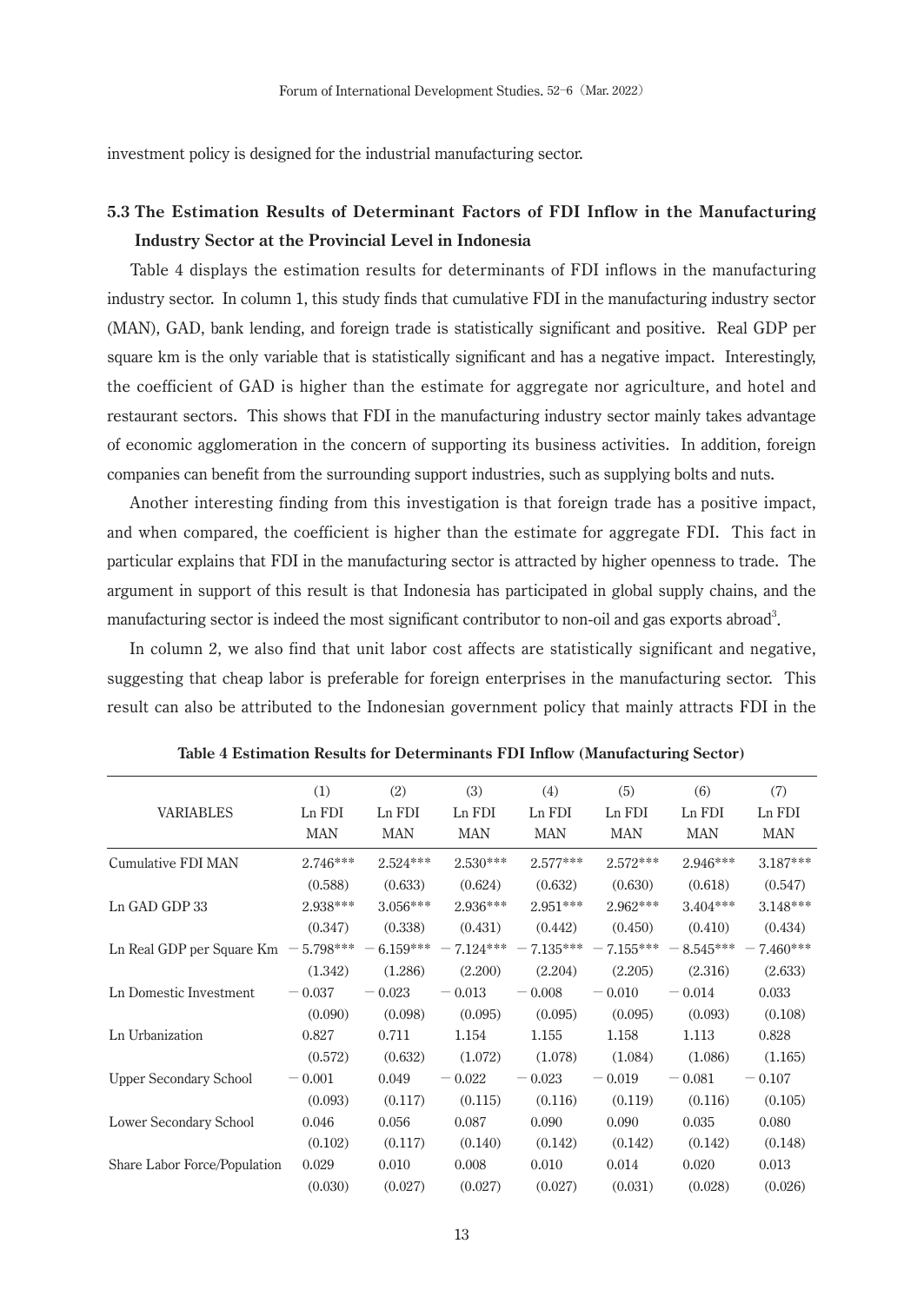investment policy is designed for the industrial manufacturing sector.

### 5.3 The Estimation Results of Determinant Factors of FDI Inflow in the Manufacturing Industry Sector at the Provincial Level in Indonesia

Table 4 displays the estimation results for determinants of FDI inflows in the manufacturing industry sector. In column 1, this study finds that cumulative FDI in the manufacturing industry sector (MAN), GAD, bank lending, and foreign trade is statistically significant and positive. Real GDP per square km is the only variable that is statistically significant and has a negative impact. Interestingly, the coefficient of GAD is higher than the estimate for aggregate nor agriculture, and hotel and restaurant sectors. This shows that FDI in the manufacturing industry sector mainly takes advantage of economic agglomeration in the concern of supporting its business activities. In addition, foreign companies can benefit from the surrounding support industries, such as supplying bolts and nuts.

Another interesting finding from this investigation is that foreign trade has a positive impact, and when compared, the coefficient is higher than the estimate for aggregate FDI. This fact in particular explains that FDI in the manufacturing sector is attracted by higher openness to trade. The argument in support of this result is that Indonesia has participated in global supply chains, and the manufacturing sector is indeed the most significant contributor to non-oil and gas exports abroad[3].

In column 2, we also find that unit labor cost affects are statistically significant and negative, suggesting that cheap labor is preferable for foreign enterprises in the manufacturing sector. This result can also be attributed to the Indonesian government policy that mainly attracts FDI in the

**Table 4 Estimation Results for Determinants FDI Inflow (Manufacturing Sector)**

| VARIABLES | (1) Ln FDI MAN | (2) Ln FDI MAN | (3) Ln FDI MAN | (4) Ln FDI MAN | (5) Ln FDI MAN | (6) Ln FDI MAN | (7) Ln FDI MAN |
|---|---|---|---|---|---|---|---|
| Cumulative FDI MAN | 2.746*** | 2.524*** | 2.530*** | 2.577*** | 2.572*** | 2.946*** | 3.187*** |
| | (0.588) | (0.633) | (0.624) | (0.632) | (0.630) | (0.618) | (0.547) |
| Ln GAD GDP 33 | 2.938*** | 3.056*** | 2.936*** | 2.951*** | 2.962*** | 3.404*** | 3.148*** |
| | (0.347) | (0.338) | (0.431) | (0.442) | (0.450) | (0.410) | (0.434) |
| Ln Real GDP per Square Km | −5.798*** | −6.159*** | −7.124*** | −7.135*** | −7.155*** | −8.545*** | −7.460*** |
| | (1.342) | (1.286) | (2.200) | (2.204) | (2.205) | (2.316) | (2.633) |
| Ln Domestic Investment | −0.037 | −0.023 | −0.013 | −0.008 | −0.010 | −0.014 | 0.033 |
| | (0.090) | (0.098) | (0.095) | (0.095) | (0.095) | (0.093) | (0.108) |
| Ln Urbanization | 0.827 | 0.711 | 1.154 | 1.155 | 1.158 | 1.113 | 0.828 |
| | (0.572) | (0.632) | (1.072) | (1.078) | (1.084) | (1.086) | (1.165) |
| Upper Secondary School | −0.001 | 0.049 | −0.022 | −0.023 | −0.019 | −0.081 | −0.107 |
| | (0.093) | (0.117) | (0.115) | (0.116) | (0.119) | (0.116) | (0.105) |
| Lower Secondary School | 0.046 | 0.056 | 0.087 | 0.090 | 0.090 | 0.035 | 0.080 |
| | (0.102) | (0.117) | (0.140) | (0.142) | (0.142) | (0.142) | (0.148) |
| Share Labor Force/Population | 0.029 | 0.010 | 0.008 | 0.010 | 0.014 | 0.020 | 0.013 |
| | (0.030) | (0.027) | (0.027) | (0.027) | (0.031) | (0.028) | (0.026) |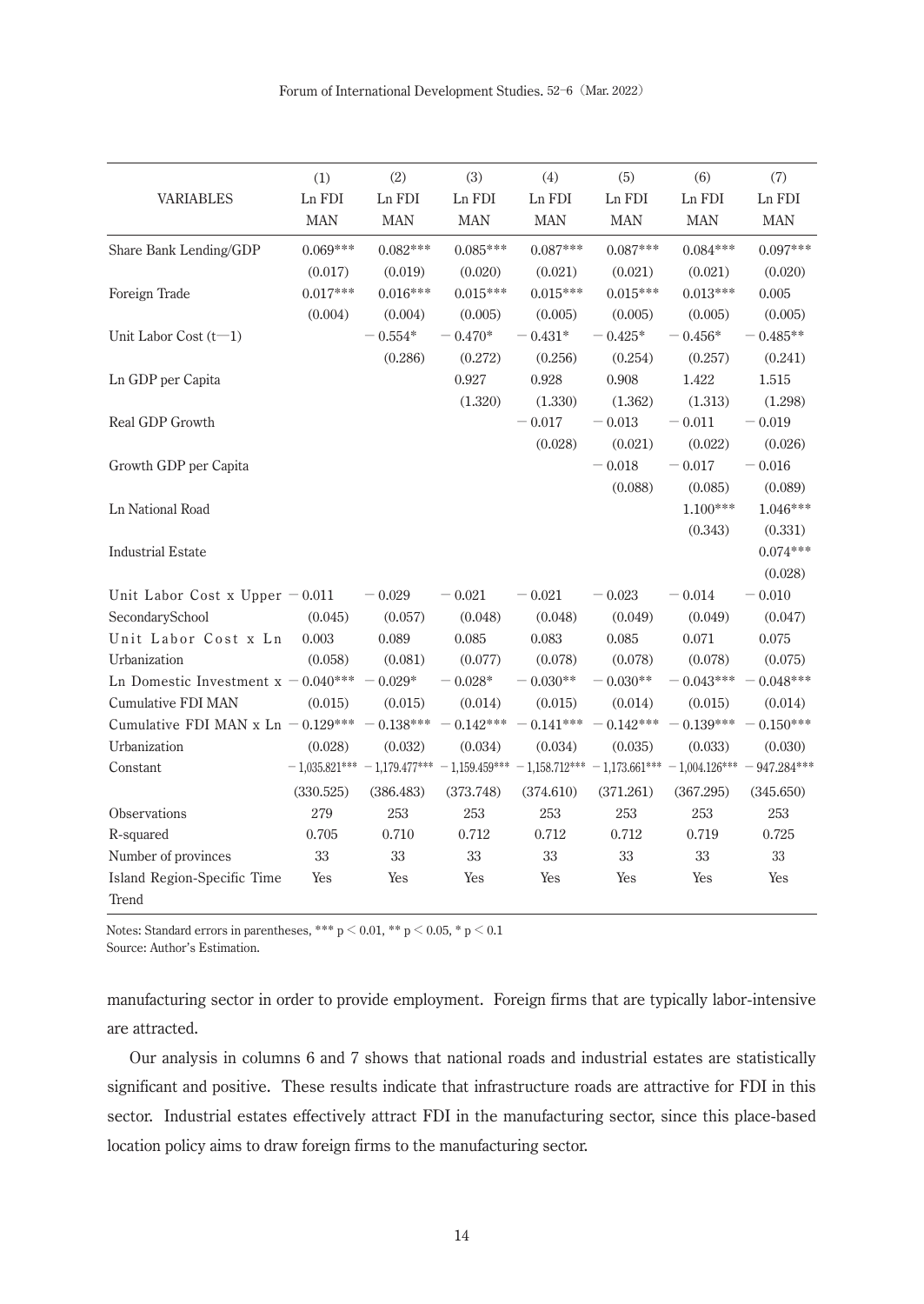| VARIABLES | (1) Ln FDI MAN | (2) Ln FDI MAN | (3) Ln FDI MAN | (4) Ln FDI MAN | (5) Ln FDI MAN | (6) Ln FDI MAN | (7) Ln FDI MAN |
|---|---|---|---|---|---|---|---|
| Share Bank Lending/GDP | 0.069*** | 0.082*** | 0.085*** | 0.087*** | 0.087*** | 0.084*** | 0.097*** |
| | (0.017) | (0.019) | (0.020) | (0.021) | (0.021) | (0.021) | (0.020) |
| Foreign Trade | 0.017*** | 0.016*** | 0.015*** | 0.015*** | 0.015*** | 0.013*** | 0.005 |
| | (0.004) | (0.004) | (0.005) | (0.005) | (0.005) | (0.005) | (0.005) |
| Unit Labor Cost (t−1) | | −0.554* | −0.470* | −0.431* | −0.425* | −0.456* | −0.485** |
| | | (0.286) | (0.272) | (0.256) | (0.254) | (0.257) | (0.241) |
| Ln GDP per Capita | | | 0.927 | 0.928 | 0.908 | 1.422 | 1.515 |
| | | | (1.320) | (1.330) | (1.362) | (1.313) | (1.298) |
| Real GDP Growth | | | | −0.017 | −0.013 | −0.011 | −0.019 |
| | | | | (0.028) | (0.021) | (0.022) | (0.026) |
| Growth GDP per Capita | | | | | −0.018 | −0.017 | −0.016 |
| | | | | | (0.088) | (0.085) | (0.089) |
| Ln National Road | | | | | | 1.100*** | 1.046*** |
| | | | | | | (0.343) | (0.331) |
| Industrial Estate | | | | | | | 0.074*** |
| | | | | | | | (0.028) |
| Unit Labor Cost x Upper SecondarySchool | −0.011 | −0.029 | −0.021 | −0.021 | −0.023 | −0.014 | −0.010 |
| | (0.045) | (0.057) | (0.048) | (0.048) | (0.049) | (0.049) | (0.047) |
| Unit Labor Cost x Ln Urbanization | 0.003 | 0.089 | 0.085 | 0.083 | 0.085 | 0.071 | 0.075 |
| | (0.058) | (0.081) | (0.077) | (0.078) | (0.078) | (0.078) | (0.075) |
| Ln Domestic Investment x Cumulative FDI MAN | −0.040*** | −0.029* | −0.028* | −0.030** | −0.030** | −0.043*** | −0.048*** |
| | (0.015) | (0.015) | (0.014) | (0.015) | (0.014) | (0.015) | (0.014) |
| Cumulative FDI MAN x Ln Urbanization | −0.129*** | −0.138*** | −0.142*** | −0.141*** | −0.142*** | −0.139*** | −0.150*** |
| | (0.028) | (0.032) | (0.034) | (0.034) | (0.035) | (0.033) | (0.030) |
| Constant | −1,035.821*** | −1,179.477*** | −1,159.459*** | −1,158.712*** | −1,173.661*** | −1,004.126*** | −947.284*** |
| | (330.525) | (386.483) | (373.748) | (374.610) | (371.261) | (367.295) | (345.650) |
| Observations | 279 | 253 | 253 | 253 | 253 | 253 | 253 |
| R-squared | 0.705 | 0.710 | 0.712 | 0.712 | 0.712 | 0.719 | 0.725 |
| Number of provinces | 33 | 33 | 33 | 33 | 33 | 33 | 33 |
| Island Region-Specific Time Trend | Yes | Yes | Yes | Yes | Yes | Yes | Yes |

Notes: Standard errors in parentheses, *** $p < 0.01$, ** $p < 0.05$, * $p < 0.1$
Source: Author's Estimation.

manufacturing sector in order to provide employment. Foreign firms that are typically labor-intensive are attracted.

Our analysis in columns 6 and 7 shows that national roads and industrial estates are statistically significant and positive. These results indicate that infrastructure roads are attractive for FDI in this sector. Industrial estates effectively attract FDI in the manufacturing sector, since this place-based location policy aims to draw foreign firms to the manufacturing sector.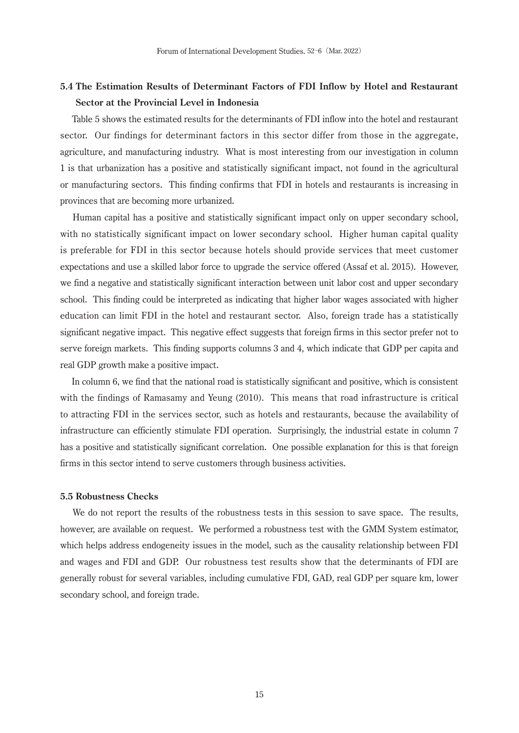### 5.4 The Estimation Results of Determinant Factors of FDI Inflow by Hotel and Restaurant Sector at the Provincial Level in Indonesia

Table 5 shows the estimated results for the determinants of FDI inflow into the hotel and restaurant sector. Our findings for determinant factors in this sector differ from those in the aggregate, agriculture, and manufacturing industry. What is most interesting from our investigation in column 1 is that urbanization has a positive and statistically significant impact, not found in the agricultural or manufacturing sectors. This finding confirms that FDI in hotels and restaurants is increasing in provinces that are becoming more urbanized.

Human capital has a positive and statistically significant impact only on upper secondary school, with no statistically significant impact on lower secondary school. Higher human capital quality is preferable for FDI in this sector because hotels should provide services that meet customer expectations and use a skilled labor force to upgrade the service offered (Assaf et al. 2015). However, we find a negative and statistically significant interaction between unit labor cost and upper secondary school. This finding could be interpreted as indicating that higher labor wages associated with higher education can limit FDI in the hotel and restaurant sector. Also, foreign trade has a statistically significant negative impact. This negative effect suggests that foreign firms in this sector prefer not to serve foreign markets. This finding supports columns 3 and 4, which indicate that GDP per capita and real GDP growth make a positive impact.

In column 6, we find that the national road is statistically significant and positive, which is consistent with the findings of Ramasamy and Yeung (2010). This means that road infrastructure is critical to attracting FDI in the services sector, such as hotels and restaurants, because the availability of infrastructure can efficiently stimulate FDI operation. Surprisingly, the industrial estate in column 7 has a positive and statistically significant correlation. One possible explanation for this is that foreign firms in this sector intend to serve customers through business activities.

### 5.5 Robustness Checks

We do not report the results of the robustness tests in this session to save space. The results, however, are available on request. We performed a robustness test with the GMM System estimator, which helps address endogeneity issues in the model, such as the causality relationship between FDI and wages and FDI and GDP. Our robustness test results show that the determinants of FDI are generally robust for several variables, including cumulative FDI, GAD, real GDP per square km, lower secondary school, and foreign trade.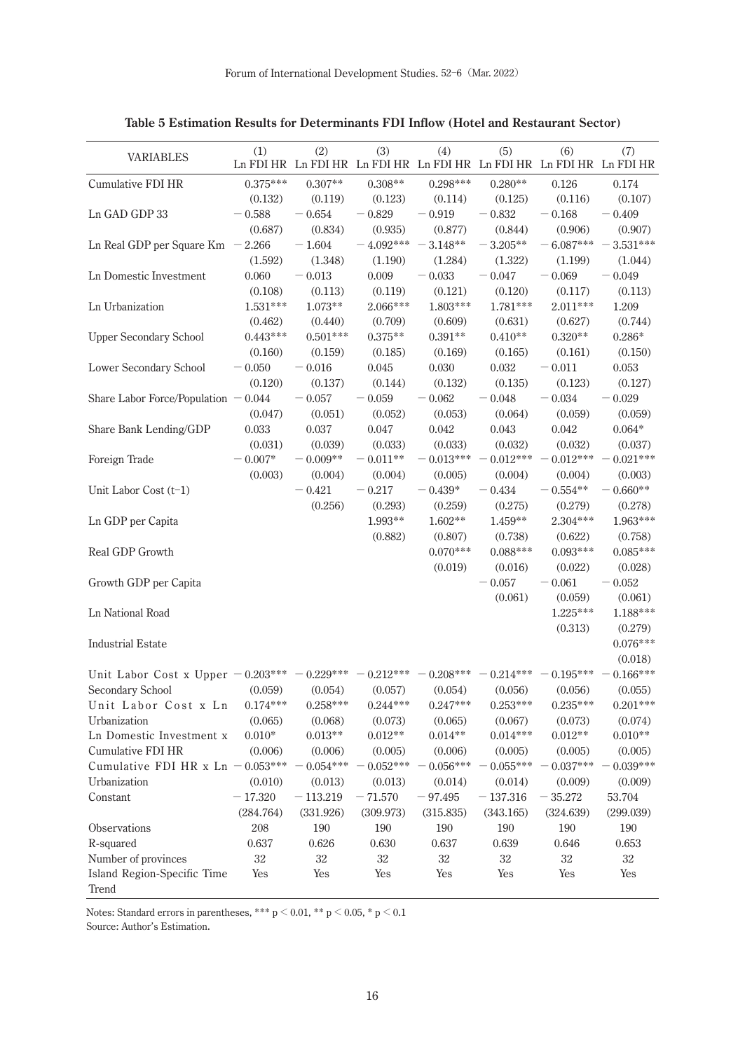**Table 5 Estimation Results for Determinants FDI Inflow (Hotel and Restaurant Sector)**

| VARIABLES | (1) Ln FDI HR | (2) Ln FDI HR | (3) Ln FDI HR | (4) Ln FDI HR | (5) Ln FDI HR | (6) Ln FDI HR | (7) Ln FDI HR |
|---|---|---|---|---|---|---|---|
| Cumulative FDI HR | 0.375*** | 0.307** | 0.308** | 0.298*** | 0.280** | 0.126 | 0.174 |
| | (0.132) | (0.119) | (0.123) | (0.114) | (0.125) | (0.116) | (0.107) |
| Ln GAD GDP 33 | −0.588 | −0.654 | −0.829 | −0.919 | −0.832 | −0.168 | −0.409 |
| | (0.687) | (0.834) | (0.935) | (0.877) | (0.844) | (0.906) | (0.907) |
| Ln Real GDP per Square Km | −2.266 | −1.604 | −4.092*** | −3.148** | −3.205** | −6.087*** | −3.531*** |
| | (1.592) | (1.348) | (1.190) | (1.284) | (1.322) | (1.199) | (1.044) |
| Ln Domestic Investment | 0.060 | −0.013 | 0.009 | −0.033 | −0.047 | −0.069 | −0.049 |
| | (0.108) | (0.113) | (0.119) | (0.121) | (0.120) | (0.117) | (0.113) |
| Ln Urbanization | 1.531*** | 1.073** | 2.066*** | 1.803*** | 1.781*** | 2.011*** | 1.209 |
| | (0.462) | (0.440) | (0.709) | (0.609) | (0.631) | (0.627) | (0.744) |
| Upper Secondary School | 0.443*** | 0.501*** | 0.375** | 0.391** | 0.410** | 0.320** | 0.286* |
| | (0.160) | (0.159) | (0.185) | (0.169) | (0.165) | (0.161) | (0.150) |
| Lower Secondary School | −0.050 | −0.016 | 0.045 | 0.030 | 0.032 | −0.011 | 0.053 |
| | (0.120) | (0.137) | (0.144) | (0.132) | (0.135) | (0.123) | (0.127) |
| Share Labor Force/Population | −0.044 | −0.057 | −0.059 | −0.062 | −0.048 | −0.034 | −0.029 |
| | (0.047) | (0.051) | (0.052) | (0.053) | (0.064) | (0.059) | (0.059) |
| Share Bank Lending/GDP | 0.033 | 0.037 | 0.047 | 0.042 | 0.043 | 0.042 | 0.064* |
| | (0.031) | (0.039) | (0.033) | (0.033) | (0.032) | (0.032) | (0.037) |
| Foreign Trade | −0.007* | −0.009** | −0.011** | −0.013*** | −0.012*** | −0.012*** | −0.021*** |
| | (0.003) | (0.004) | (0.004) | (0.005) | (0.004) | (0.004) | (0.003) |
| Unit Labor Cost (t−1) | | −0.421 | −0.217 | −0.439* | −0.434 | −0.554** | −0.660** |
| | | (0.256) | (0.293) | (0.259) | (0.275) | (0.279) | (0.278) |
| Ln GDP per Capita | | | 1.993** | 1.602** | 1.459** | 2.304*** | 1.963*** |
| | | | (0.882) | (0.807) | (0.738) | (0.622) | (0.758) |
| Real GDP Growth | | | | 0.070*** | 0.088*** | 0.093*** | 0.085*** |
| | | | | (0.019) | (0.016) | (0.022) | (0.028) |
| Growth GDP per Capita | | | | | −0.057 | −0.061 | −0.052 |
| | | | | | (0.061) | (0.059) | (0.061) |
| Ln National Road | | | | | | 1.225*** | 1.188*** |
| | | | | | | (0.313) | (0.279) |
| Industrial Estate | | | | | | | 0.076*** |
| | | | | | | | (0.018) |
| Unit Labor Cost x Upper Secondary School | −0.203*** | −0.229*** | −0.212*** | −0.208*** | −0.214*** | −0.195*** | −0.166*** |
| | (0.059) | (0.054) | (0.057) | (0.054) | (0.056) | (0.056) | (0.055) |
| Unit Labor Cost x Ln Urbanization | 0.174*** | 0.258*** | 0.244*** | 0.247*** | 0.253*** | 0.235*** | 0.201*** |
| | (0.065) | (0.068) | (0.073) | (0.065) | (0.067) | (0.073) | (0.074) |
| Ln Domestic Investment x Cumulative FDI HR | 0.010* | 0.013** | 0.012** | 0.014** | 0.014*** | 0.012** | 0.010** |
| | (0.006) | (0.006) | (0.005) | (0.006) | (0.005) | (0.005) | (0.005) |
| Cumulative FDI HR x Ln Urbanization | −0.053*** | −0.054*** | −0.052*** | −0.056*** | −0.055*** | −0.037*** | −0.039*** |
| | (0.010) | (0.013) | (0.013) | (0.014) | (0.014) | (0.009) | (0.009) |
| Constant | −17.320 | −113.219 | −71.570 | −97.495 | −137.316 | −35.272 | 53.704 |
| | (284.764) | (331.926) | (309.973) | (315.835) | (343.165) | (324.639) | (299.039) |
| Observations | 208 | 190 | 190 | 190 | 190 | 190 | 190 |
| R-squared | 0.637 | 0.626 | 0.630 | 0.637 | 0.639 | 0.646 | 0.653 |
| Number of provinces | 32 | 32 | 32 | 32 | 32 | 32 | 32 |
| Island Region-Specific Time Trend | Yes | Yes | Yes | Yes | Yes | Yes | Yes |

Notes: Standard errors in parentheses, *** $p < 0.01$, ** $p < 0.05$, * $p < 0.1$
Source: Author's Estimation.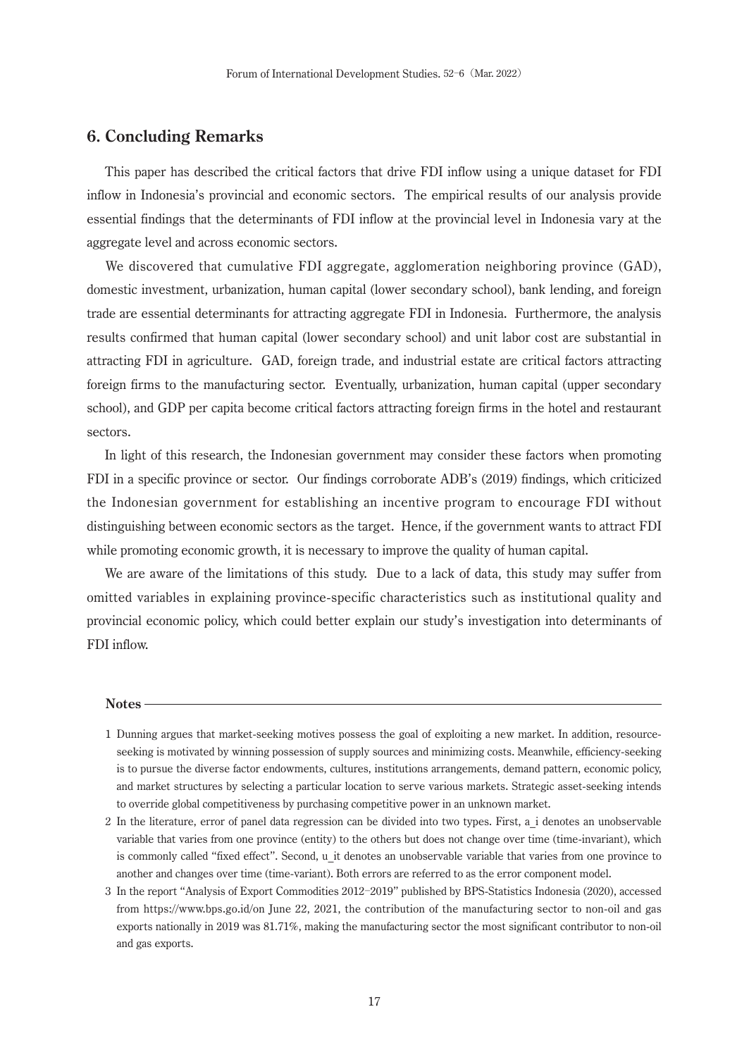## 6. Concluding Remarks

This paper has described the critical factors that drive FDI inflow using a unique dataset for FDI inflow in Indonesia's provincial and economic sectors. The empirical results of our analysis provide essential findings that the determinants of FDI inflow at the provincial level in Indonesia vary at the aggregate level and across economic sectors.

We discovered that cumulative FDI aggregate, agglomeration neighboring province (GAD), domestic investment, urbanization, human capital (lower secondary school), bank lending, and foreign trade are essential determinants for attracting aggregate FDI in Indonesia. Furthermore, the analysis results confirmed that human capital (lower secondary school) and unit labor cost are substantial in attracting FDI in agriculture. GAD, foreign trade, and industrial estate are critical factors attracting foreign firms to the manufacturing sector. Eventually, urbanization, human capital (upper secondary school), and GDP per capita become critical factors attracting foreign firms in the hotel and restaurant sectors.

In light of this research, the Indonesian government may consider these factors when promoting FDI in a specific province or sector. Our findings corroborate ADB's (2019) findings, which criticized the Indonesian government for establishing an incentive program to encourage FDI without distinguishing between economic sectors as the target. Hence, if the government wants to attract FDI while promoting economic growth, it is necessary to improve the quality of human capital.

We are aware of the limitations of this study. Due to a lack of data, this study may suffer from omitted variables in explaining province-specific characteristics such as institutional quality and provincial economic policy, which could better explain our study's investigation into determinants of FDI inflow.

**Notes**

1 Dunning argues that market-seeking motives possess the goal of exploiting a new market. In addition, resource-seeking is motivated by winning possession of supply sources and minimizing costs. Meanwhile, efficiency-seeking is to pursue the diverse factor endowments, cultures, institutions arrangements, demand pattern, economic policy, and market structures by selecting a particular location to serve various markets. Strategic asset-seeking intends to override global competitiveness by purchasing competitive power in an unknown market.

2 In the literature, error of panel data regression can be divided into two types. First, $a_i$ denotes an unobservable variable that varies from one province (entity) to the others but does not change over time (time-invariant), which is commonly called "fixed effect". Second, $u_{it}$ denotes an unobservable variable that varies from one province to another and changes over time (time-variant). Both errors are referred to as the error component model.

3 In the report "Analysis of Export Commodities 2012–2019" published by BPS-Statistics Indonesia (2020), accessed from https://www.bps.go.id/on June 22, 2021, the contribution of the manufacturing sector to non-oil and gas exports nationally in 2019 was 81.71%, making the manufacturing sector the most significant contributor to non-oil and gas exports.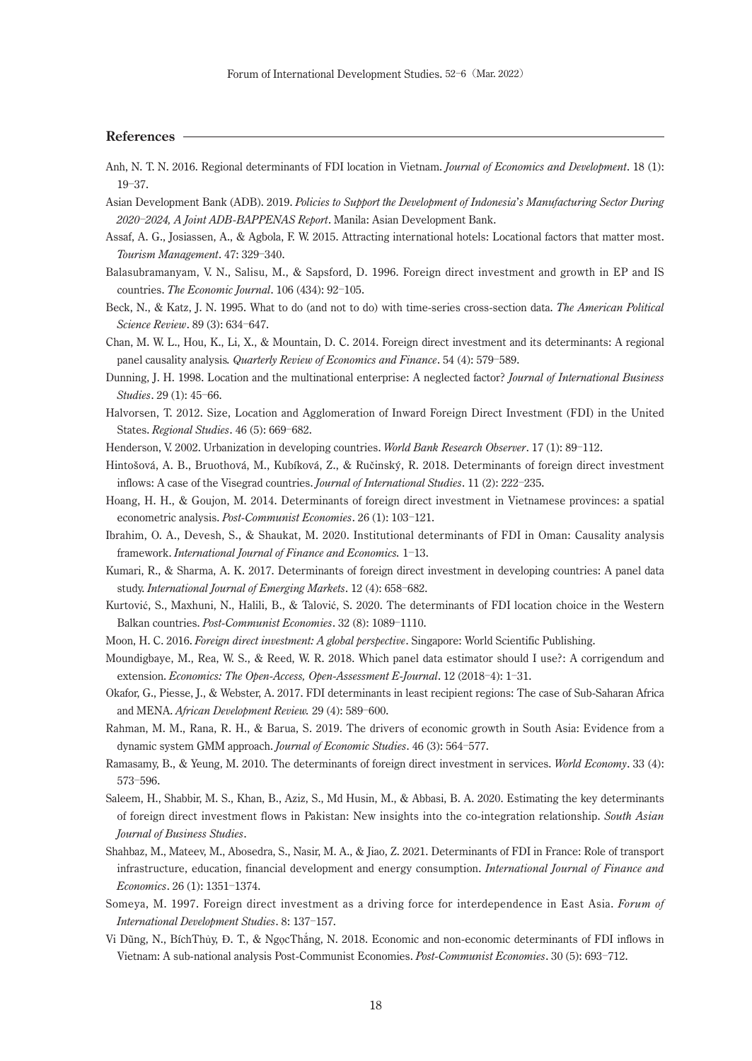## References

Anh, N. T. N. 2016. Regional determinants of FDI location in Vietnam. *Journal of Economics and Development*. 18 (1): 19–37.

Asian Development Bank (ADB). 2019. *Policies to Support the Development of Indonesia's Manufacturing Sector During 2020–2024, A Joint ADB-BAPPENAS Report*. Manila: Asian Development Bank.

Assaf, A. G., Josiassen, A., & Agbola, F. W. 2015. Attracting international hotels: Locational factors that matter most. *Tourism Management*. 47: 329–340.

Balasubramanyam, V. N., Salisu, M., & Sapsford, D. 1996. Foreign direct investment and growth in EP and IS countries. *The Economic Journal*. 106 (434): 92–105.

Beck, N., & Katz, J. N. 1995. What to do (and not to do) with time-series cross-section data. *The American Political Science Review*. 89 (3): 634–647.

Chan, M. W. L., Hou, K., Li, X., & Mountain, D. C. 2014. Foreign direct investment and its determinants: A regional panel causality analysis. *Quarterly Review of Economics and Finance*. 54 (4): 579–589.

Dunning, J. H. 1998. Location and the multinational enterprise: A neglected factor? *Journal of International Business Studies*. 29 (1): 45–66.

Halvorsen, T. 2012. Size, Location and Agglomeration of Inward Foreign Direct Investment (FDI) in the United States. *Regional Studies*. 46 (5): 669–682.

Henderson, V. 2002. Urbanization in developing countries. *World Bank Research Observer*. 17 (1): 89–112.

Hintošová, A. B., Bruothová, M., Kubíková, Z., & Ručinský, R. 2018. Determinants of foreign direct investment inflows: A case of the Visegrad countries. *Journal of International Studies*. 11 (2): 222–235.

Hoang, H. H., & Goujon, M. 2014. Determinants of foreign direct investment in Vietnamese provinces: a spatial econometric analysis. *Post-Communist Economies*. 26 (1): 103–121.

Ibrahim, O. A., Devesh, S., & Shaukat, M. 2020. Institutional determinants of FDI in Oman: Causality analysis framework. *International Journal of Finance and Economics.* 1–13.

Kumari, R., & Sharma, A. K. 2017. Determinants of foreign direct investment in developing countries: A panel data study. *International Journal of Emerging Markets*. 12 (4): 658–682.

Kurtović, S., Maxhuni, N., Halili, B., & Talović, S. 2020. The determinants of FDI location choice in the Western Balkan countries. *Post-Communist Economies*. 32 (8): 1089–1110.

Moon, H. C. 2016. *Foreign direct investment: A global perspective*. Singapore: World Scientific Publishing.

Moundigbaye, M., Rea, W. S., & Reed, W. R. 2018. Which panel data estimator should I use?: A corrigendum and extension. *Economics: The Open-Access, Open-Assessment E-Journal*. 12 (2018–4): 1–31.

Okafor, G., Piesse, J., & Webster, A. 2017. FDI determinants in least recipient regions: The case of Sub-Saharan Africa and MENA. *African Development Review.* 29 (4): 589–600.

Rahman, M. M., Rana, R. H., & Barua, S. 2019. The drivers of economic growth in South Asia: Evidence from a dynamic system GMM approach. *Journal of Economic Studies*. 46 (3): 564–577.

Ramasamy, B., & Yeung, M. 2010. The determinants of foreign direct investment in services. *World Economy*. 33 (4): 573–596.

Saleem, H., Shabbir, M. S., Khan, B., Aziz, S., Md Husin, M., & Abbasi, B. A. 2020. Estimating the key determinants of foreign direct investment flows in Pakistan: New insights into the co-integration relationship. *South Asian Journal of Business Studies*.

Shahbaz, M., Mateev, M., Abosedra, S., Nasir, M. A., & Jiao, Z. 2021. Determinants of FDI in France: Role of transport infrastructure, education, financial development and energy consumption. *International Journal of Finance and Economics*. 26 (1): 1351–1374.

Someya, M. 1997. Foreign direct investment as a driving force for interdependence in East Asia. *Forum of International Development Studies*. 8: 137–157.

Vi Dũng, N., BíchThủy, Đ. T., & NgọcThắng, N. 2018. Economic and non-economic determinants of FDI inflows in Vietnam: A sub-national analysis Post-Communist Economies. *Post-Communist Economies*. 30 (5): 693–712.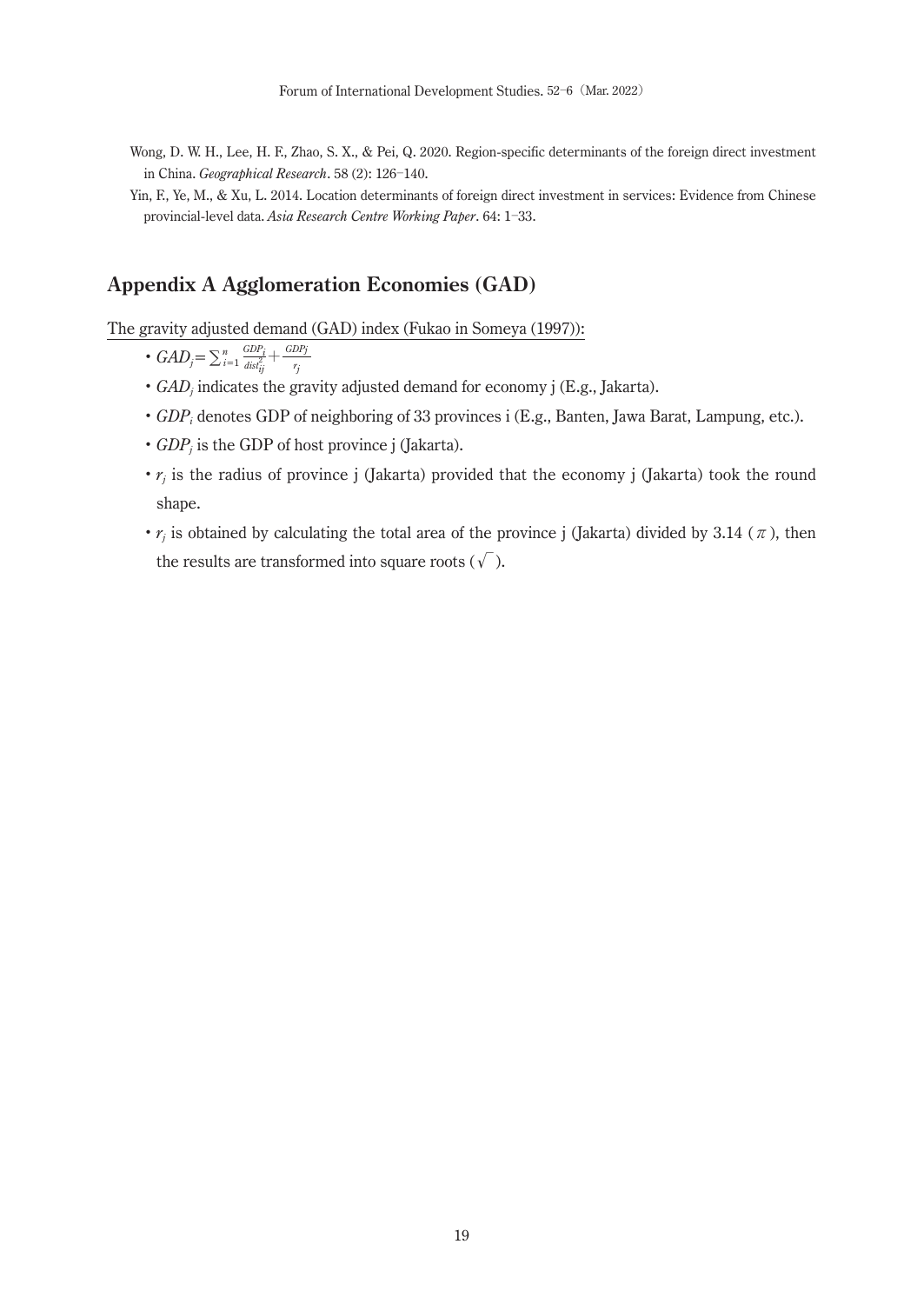Wong, D. W. H., Lee, H. F., Zhao, S. X., & Pei, Q. 2020. Region-specific determinants of the foreign direct investment in China. *Geographical Research*. 58 (2): 126–140.

Yin, F., Ye, M., & Xu, L. 2014. Location determinants of foreign direct investment in services: Evidence from Chinese provincial-level data. *Asia Research Centre Working Paper*. 64: 1–33.

## Appendix A Agglomeration Economies (GAD)

The gravity adjusted demand (GAD) index (Fukao in Someya (1997)):

- $GAD_j = \sum_{i=1}^{n} \frac{GDP_i}{dist_{ij}^2} + \frac{GDPj}{r_j}$
- $GAD_j$ indicates the gravity adjusted demand for economy j (E.g., Jakarta).
- $GDP_i$ denotes GDP of neighboring of 33 provinces i (E.g., Banten, Jawa Barat, Lampung, etc.).
- $GDP_j$ is the GDP of host province j (Jakarta).
- $r_j$ is the radius of province j (Jakarta) provided that the economy j (Jakarta) took the round shape.
- $r_j$ is obtained by calculating the total area of the province j (Jakarta) divided by 3.14 ($\pi$), then the results are transformed into square roots ($\sqrt{\ }$).